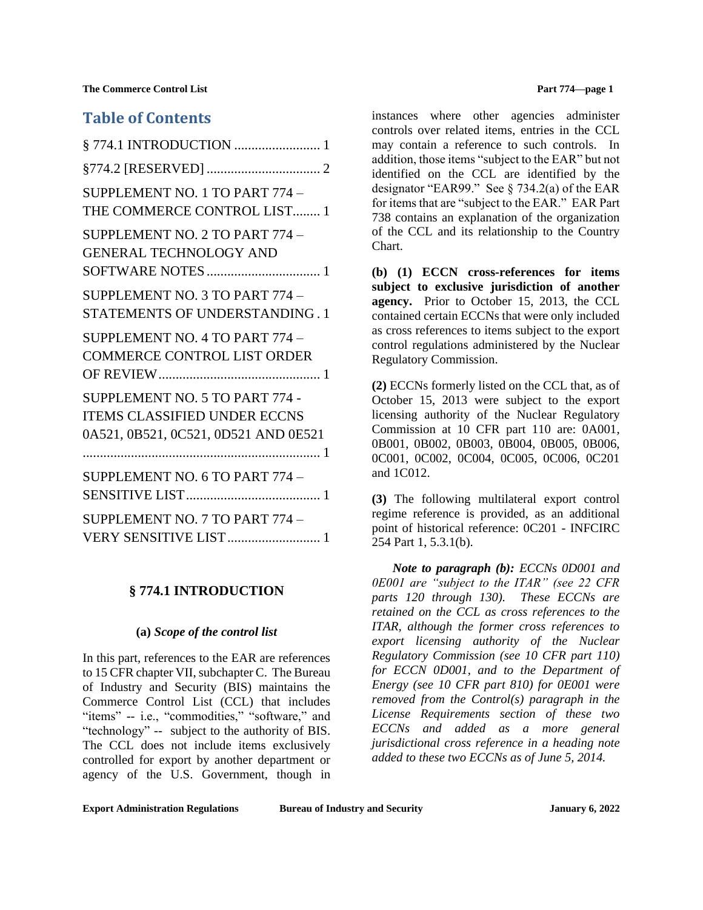# Table of Contents

§ 774.1 INTRODUCTION ......................... 1

§774.2 [RESERVED] ................................. 2

SUPPLEMENT NO. 1 TO PART 774 – THE COMMERCE CONTROL LIST........ 1

SUPPLEMENT NO. 2 TO PART 774 – GENERAL TECHNOLOGY AND SOFTWARE NOTES ................................. 1

SUPPLEMENT NO. 3 TO PART 774 – STATEMENTS OF UNDERSTANDING . 1

SUPPLEMENT NO. 4 TO PART 774 – COMMERCE CONTROL LIST ORDER OF REVIEW............................................... 1

SUPPLEMENT NO. 5 TO PART 774 - ITEMS CLASSIFIED UNDER ECCNS 0A521, 0B521, 0C521, 0D521 AND 0E521 ..................................................................... 1

SUPPLEMENT NO. 6 TO PART 774 – SENSITIVE LIST....................................... 1

SUPPLEMENT NO. 7 TO PART 774 – VERY SENSITIVE LIST........................... 1

## § 774.1 INTRODUCTION

### (a) *Scope of the control list*

In this part, references to the EAR are references to 15 CFR chapter VII, subchapter C. The Bureau of Industry and Security (BIS) maintains the Commerce Control List (CCL) that includes "items" -- i.e., "commodities," "software," and "technology" -- subject to the authority of BIS. The CCL does not include items exclusively controlled for export by another department or agency of the U.S. Government, though in instances where other agencies administer controls over related items, entries in the CCL may contain a reference to such controls. In addition, those items "subject to the EAR" but not identified on the CCL are identified by the designator "EAR99." See § 734.2(a) of the EAR for items that are "subject to the EAR." EAR Part 738 contains an explanation of the organization of the CCL and its relationship to the Country Chart.

**(b) (1) ECCN cross-references for items subject to exclusive jurisdiction of another agency.** Prior to October 15, 2013, the CCL contained certain ECCNs that were only included as cross references to items subject to the export control regulations administered by the Nuclear Regulatory Commission.

**(2)** ECCNs formerly listed on the CCL that, as of October 15, 2013 were subject to the export licensing authority of the Nuclear Regulatory Commission at 10 CFR part 110 are: 0A001, 0B001, 0B002, 0B003, 0B004, 0B005, 0B006, 0C001, 0C002, 0C004, 0C005, 0C006, 0C201 and 1C012.

**(3)** The following multilateral export control regime reference is provided, as an additional point of historical reference: 0C201 - INFCIRC 254 Part 1, 5.3.1(b).

***Note to paragraph (b):*** *ECCNs 0D001 and 0E001 are "subject to the ITAR" (see 22 CFR parts 120 through 130). These ECCNs are retained on the CCL as cross references to the ITAR, although the former cross references to export licensing authority of the Nuclear Regulatory Commission (see 10 CFR part 110) for ECCN 0D001, and to the Department of Energy (see 10 CFR part 810) for 0E001 were removed from the Control(s) paragraph in the License Requirements section of these two ECCNs and added as a more general jurisdictional cross reference in a heading note added to these two ECCNs as of June 5, 2014.*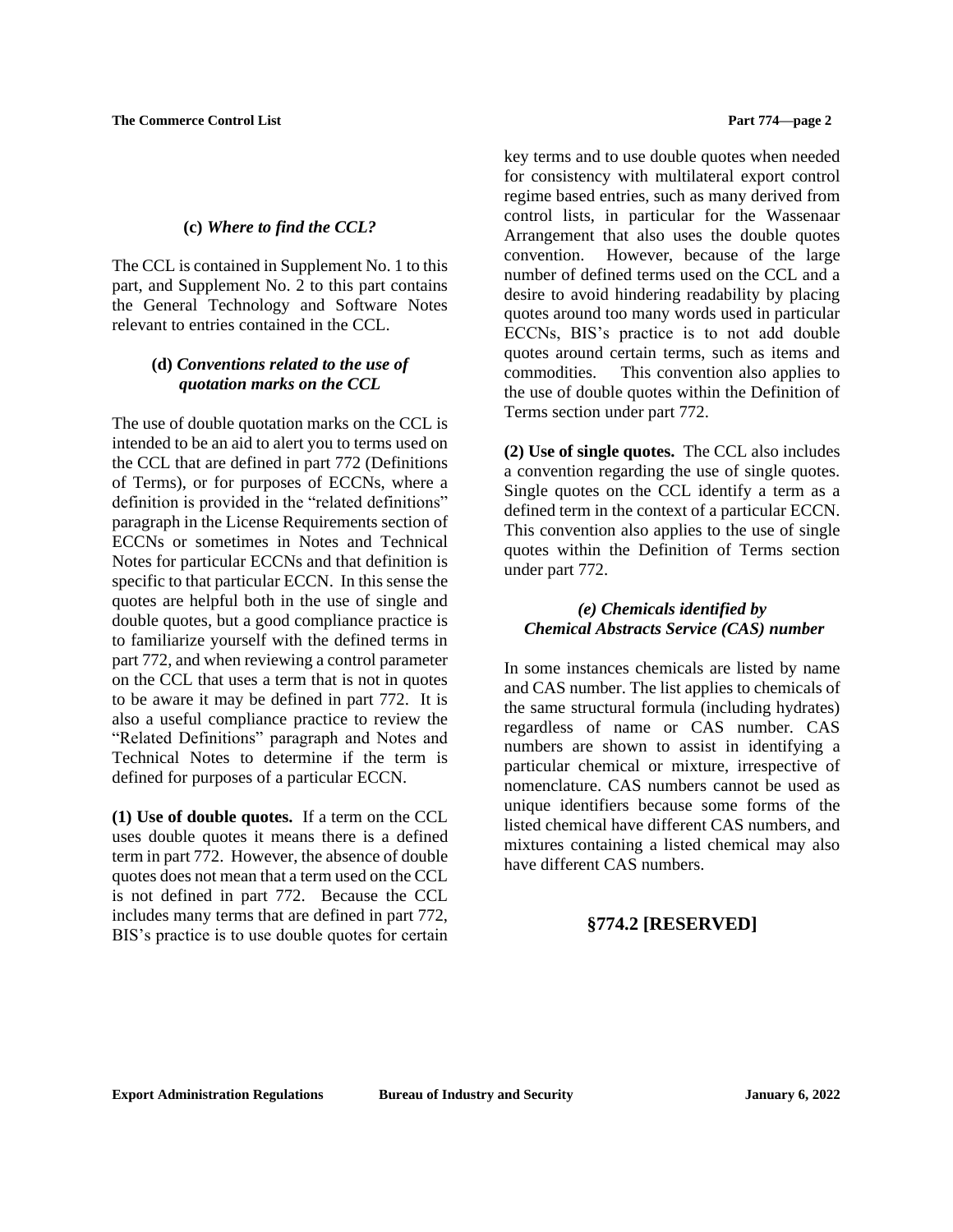### (c) *Where to find the CCL?*

The CCL is contained in Supplement No. 1 to this part, and Supplement No. 2 to this part contains the General Technology and Software Notes relevant to entries contained in the CCL.

### (d) *Conventions related to the use of quotation marks on the CCL*

The use of double quotation marks on the CCL is intended to be an aid to alert you to terms used on the CCL that are defined in part 772 (Definitions of Terms), or for purposes of ECCNs, where a definition is provided in the "related definitions" paragraph in the License Requirements section of ECCNs or sometimes in Notes and Technical Notes for particular ECCNs and that definition is specific to that particular ECCN. In this sense the quotes are helpful both in the use of single and double quotes, but a good compliance practice is to familiarize yourself with the defined terms in part 772, and when reviewing a control parameter on the CCL that uses a term that is not in quotes to be aware it may be defined in part 772. It is also a useful compliance practice to review the "Related Definitions" paragraph and Notes and Technical Notes to determine if the term is defined for purposes of a particular ECCN.

**(1) Use of double quotes.** If a term on the CCL uses double quotes it means there is a defined term in part 772. However, the absence of double quotes does not mean that a term used on the CCL is not defined in part 772. Because the CCL includes many terms that are defined in part 772, BIS's practice is to use double quotes for certain key terms and to use double quotes when needed for consistency with multilateral export control regime based entries, such as many derived from control lists, in particular for the Wassenaar Arrangement that also uses the double quotes convention. However, because of the large number of defined terms used on the CCL and a desire to avoid hindering readability by placing quotes around too many words used in particular ECCNs, BIS's practice is to not add double quotes around certain terms, such as items and commodities. This convention also applies to the use of double quotes within the Definition of Terms section under part 772.

**(2) Use of single quotes.** The CCL also includes a convention regarding the use of single quotes. Single quotes on the CCL identify a term as a defined term in the context of a particular ECCN. This convention also applies to the use of single quotes within the Definition of Terms section under part 772.

### *(e) Chemicals identified by Chemical Abstracts Service (CAS) number*

In some instances chemicals are listed by name and CAS number. The list applies to chemicals of the same structural formula (including hydrates) regardless of name or CAS number. CAS numbers are shown to assist in identifying a particular chemical or mixture, irrespective of nomenclature. CAS numbers cannot be used as unique identifiers because some forms of the listed chemical have different CAS numbers, and mixtures containing a listed chemical may also have different CAS numbers.

## §774.2 [RESERVED]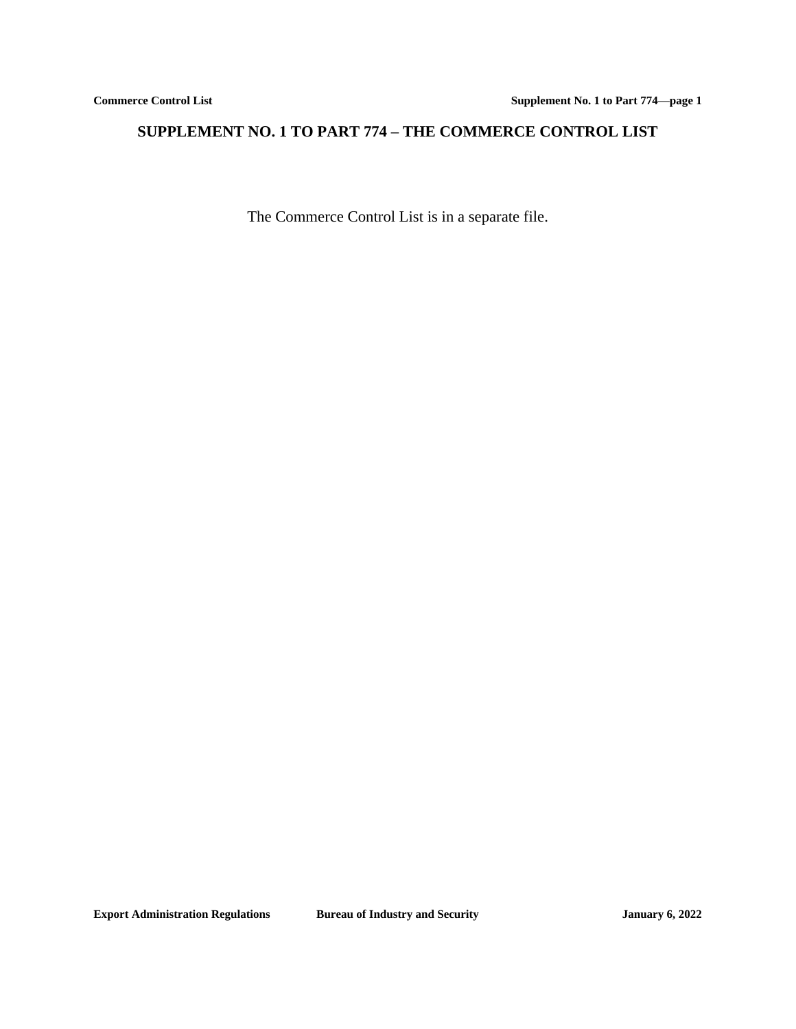# SUPPLEMENT NO. 1 TO PART 774 – THE COMMERCE CONTROL LIST

The Commerce Control List is in a separate file.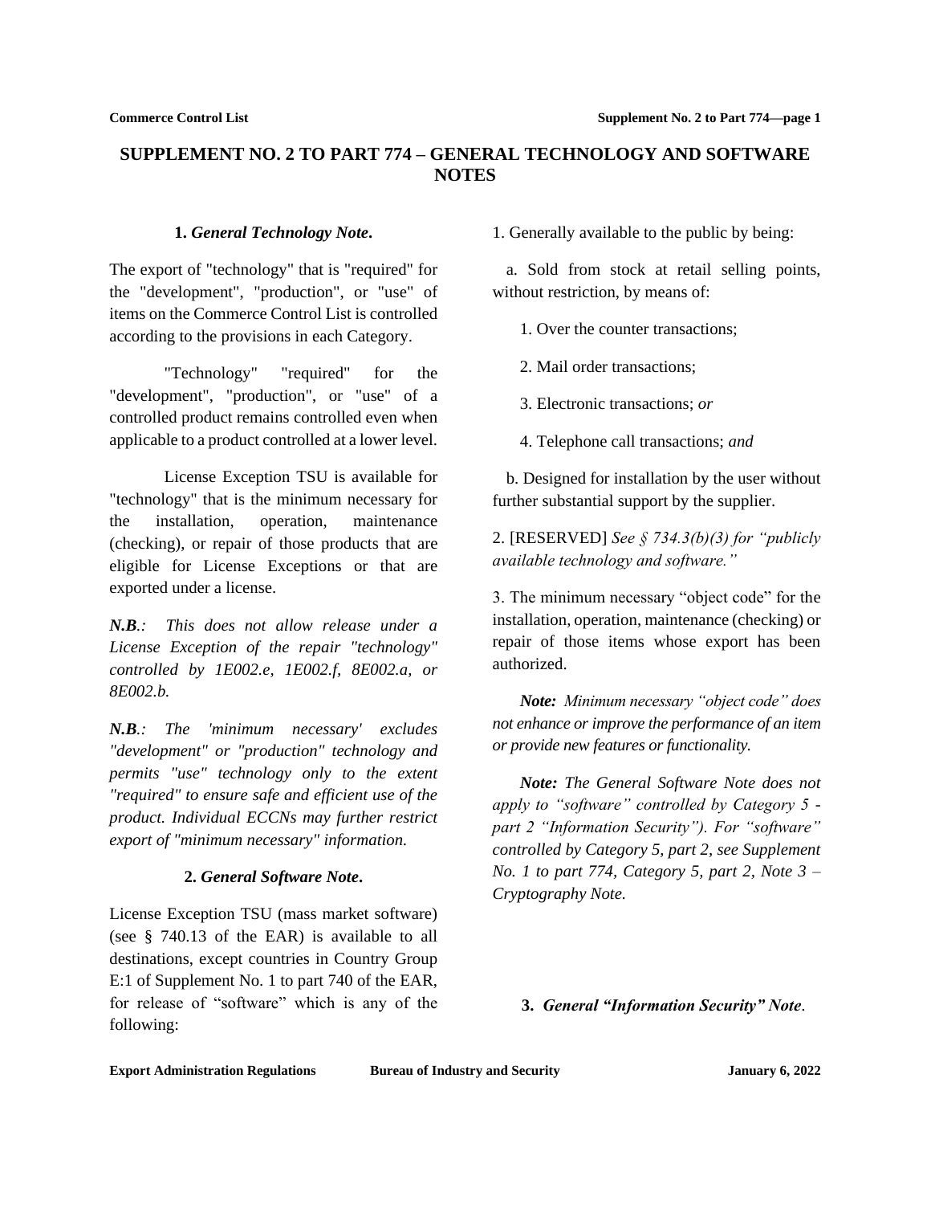# SUPPLEMENT NO. 2 TO PART 774 – GENERAL TECHNOLOGY AND SOFTWARE NOTES

### 1. *General Technology Note*.

The export of "technology" that is "required" for the "development", "production", or "use" of items on the Commerce Control List is controlled according to the provisions in each Category.

"Technology" "required" for the "development", "production", or "use" of a controlled product remains controlled even when applicable to a product controlled at a lower level.

License Exception TSU is available for "technology" that is the minimum necessary for the installation, operation, maintenance (checking), or repair of those products that are eligible for License Exceptions or that are exported under a license.

***N.B.**: This does not allow release under a License Exception of the repair "technology" controlled by 1E002.e, 1E002.f, 8E002.a, or 8E002.b.*

***N.B.**: The 'minimum necessary' excludes "development" or "production" technology and permits "use" technology only to the extent "required" to ensure safe and efficient use of the product. Individual ECCNs may further restrict export of "minimum necessary" information.*

### 2. *General Software Note*.

License Exception TSU (mass market software) (see § 740.13 of the EAR) is available to all destinations, except countries in Country Group E:1 of Supplement No. 1 to part 740 of the EAR, for release of "software" which is any of the following:

1. Generally available to the public by being:

   a. Sold from stock at retail selling points, without restriction, by means of:

      1. Over the counter transactions;

      2. Mail order transactions;

      3. Electronic transactions; *or*

      4. Telephone call transactions; *and*

   b. Designed for installation by the user without further substantial support by the supplier.

2. [RESERVED] *See § 734.3(b)(3) for "publicly available technology and software."*

3. The minimum necessary "object code" for the installation, operation, maintenance (checking) or repair of those items whose export has been authorized.

***Note:** Minimum necessary "object code" does not enhance or improve the performance of an item or provide new features or functionality.*

***Note:** The General Software Note does not apply to "software" controlled by Category 5 - part 2 "Information Security"). For "software" controlled by Category 5, part 2, see Supplement No. 1 to part 774, Category 5, part 2, Note 3 – Cryptography Note.*

### 3. *General "Information Security" Note*.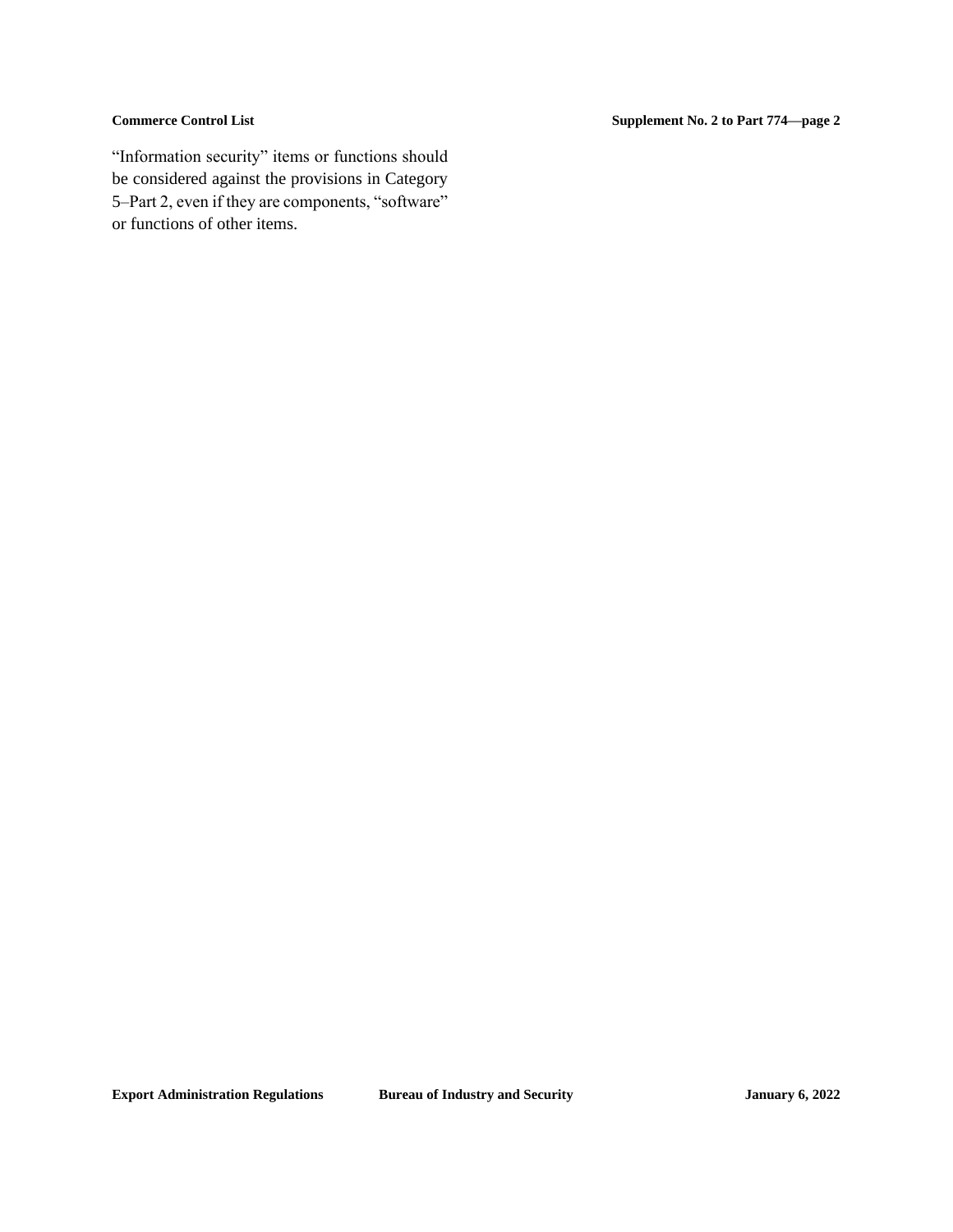“Information security” items or functions should be considered against the provisions in Category 5–Part 2, even if they are components, “software” or functions of other items.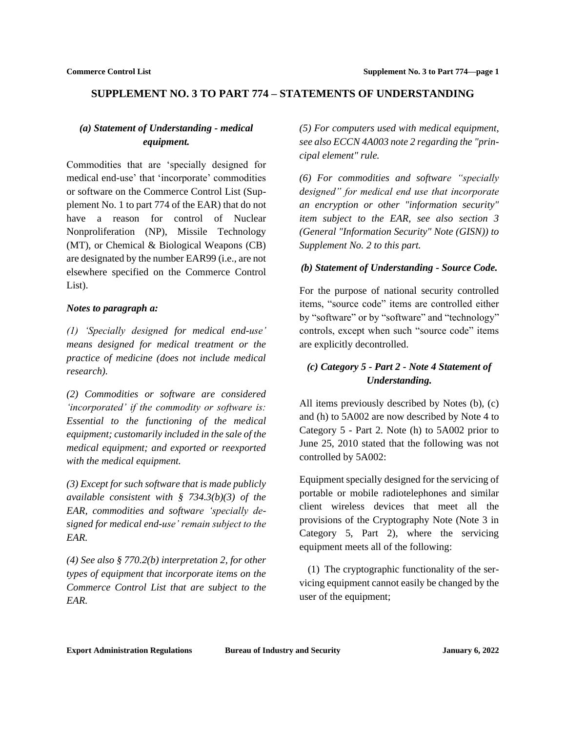# SUPPLEMENT NO. 3 TO PART 774 – STATEMENTS OF UNDERSTANDING

### *(a) Statement of Understanding - medical equipment.*

Commodities that are 'specially designed for medical end-use' that 'incorporate' commodities or software on the Commerce Control List (Supplement No. 1 to part 774 of the EAR) that do not have a reason for control of Nuclear Nonproliferation (NP), Missile Technology (MT), or Chemical & Biological Weapons (CB) are designated by the number EAR99 (i.e., are not elsewhere specified on the Commerce Control List).

***Notes to paragraph a:***

*(1) 'Specially designed for medical end-use' means designed for medical treatment or the practice of medicine (does not include medical research).*

*(2) Commodities or software are considered 'incorporated' if the commodity or software is: Essential to the functioning of the medical equipment; customarily included in the sale of the medical equipment; and exported or reexported with the medical equipment.*

*(3) Except for such software that is made publicly available consistent with § 734.3(b)(3) of the EAR, commodities and software 'specially designed for medical end-use' remain subject to the EAR.*

*(4) See also § 770.2(b) interpretation 2, for other types of equipment that incorporate items on the Commerce Control List that are subject to the EAR.*

*(5) For computers used with medical equipment, see also ECCN 4A003 note 2 regarding the "principal element" rule.*

*(6) For commodities and software "specially designed" for medical end use that incorporate an encryption or other "information security" item subject to the EAR, see also section 3 (General "Information Security" Note (GISN)) to Supplement No. 2 to this part.*

### *(b) Statement of Understanding - Source Code.*

For the purpose of national security controlled items, "source code" items are controlled either by "software" or by "software" and "technology" controls, except when such "source code" items are explicitly decontrolled.

### *(c) Category 5 - Part 2 - Note 4 Statement of Understanding.*

All items previously described by Notes (b), (c) and (h) to 5A002 are now described by Note 4 to Category 5 - Part 2. Note (h) to 5A002 prior to June 25, 2010 stated that the following was not controlled by 5A002:

Equipment specially designed for the servicing of portable or mobile radiotelephones and similar client wireless devices that meet all the provisions of the Cryptography Note (Note 3 in Category 5, Part 2), where the servicing equipment meets all of the following:

(1) The cryptographic functionality of the servicing equipment cannot easily be changed by the user of the equipment;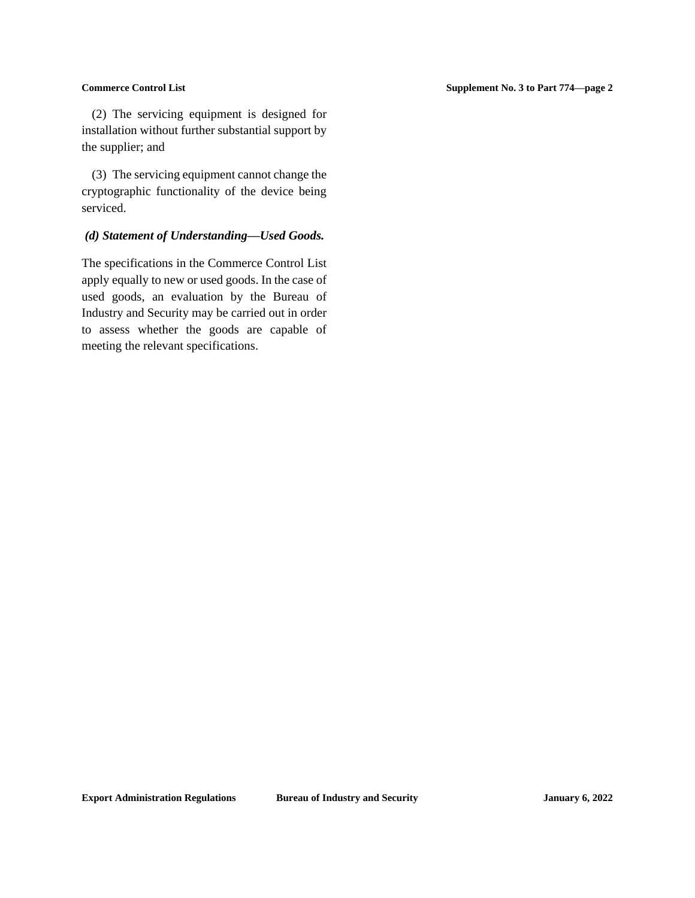(2) The servicing equipment is designed for installation without further substantial support by the supplier; and

(3) The servicing equipment cannot change the cryptographic functionality of the device being serviced.

***(d) Statement of Understanding—Used Goods.***

The specifications in the Commerce Control List apply equally to new or used goods. In the case of used goods, an evaluation by the Bureau of Industry and Security may be carried out in order to assess whether the goods are capable of meeting the relevant specifications.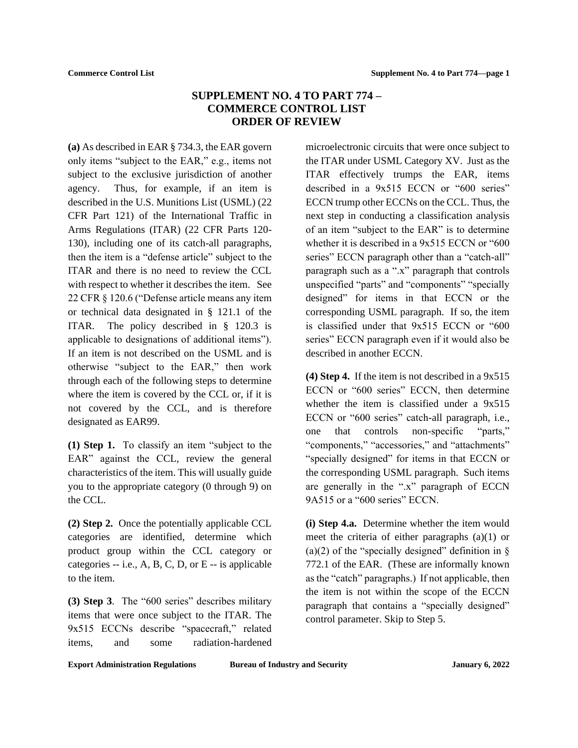# SUPPLEMENT NO. 4 TO PART 774 – COMMERCE CONTROL LIST ORDER OF REVIEW

**(a)** As described in EAR § 734.3, the EAR govern only items "subject to the EAR," e.g., items not subject to the exclusive jurisdiction of another agency. Thus, for example, if an item is described in the U.S. Munitions List (USML) (22 CFR Part 121) of the International Traffic in Arms Regulations (ITAR) (22 CFR Parts 120-130), including one of its catch-all paragraphs, then the item is a "defense article" subject to the ITAR and there is no need to review the CCL with respect to whether it describes the item. See 22 CFR § 120.6 ("Defense article means any item or technical data designated in § 121.1 of the ITAR. The policy described in § 120.3 is applicable to designations of additional items"). If an item is not described on the USML and is otherwise "subject to the EAR," then work through each of the following steps to determine where the item is covered by the CCL or, if it is not covered by the CCL, and is therefore designated as EAR99.

**(1) Step 1.** To classify an item "subject to the EAR" against the CCL, review the general characteristics of the item. This will usually guide you to the appropriate category (0 through 9) on the CCL.

**(2) Step 2.** Once the potentially applicable CCL categories are identified, determine which product group within the CCL category or categories -- i.e., A, B, C, D, or E -- is applicable to the item.

**(3) Step 3**. The "600 series" describes military items that were once subject to the ITAR. The 9x515 ECCNs describe "spacecraft," related items, and some radiation-hardened microelectronic circuits that were once subject to the ITAR under USML Category XV. Just as the ITAR effectively trumps the EAR, items described in a 9x515 ECCN or "600 series" ECCN trump other ECCNs on the CCL. Thus, the next step in conducting a classification analysis of an item "subject to the EAR" is to determine whether it is described in a 9x515 ECCN or "600 series" ECCN paragraph other than a "catch-all" paragraph such as a ".x" paragraph that controls unspecified "parts" and "components" "specially designed" for items in that ECCN or the corresponding USML paragraph. If so, the item is classified under that 9x515 ECCN or "600 series" ECCN paragraph even if it would also be described in another ECCN.

**(4) Step 4.** If the item is not described in a 9x515 ECCN or "600 series" ECCN, then determine whether the item is classified under a 9x515 ECCN or "600 series" catch-all paragraph, i.e., one that controls non-specific "parts," "components," "accessories," and "attachments" "specially designed" for items in that ECCN or the corresponding USML paragraph. Such items are generally in the ".x" paragraph of ECCN 9A515 or a "600 series" ECCN.

**(i) Step 4.a.** Determine whether the item would meet the criteria of either paragraphs (a)(1) or (a)(2) of the "specially designed" definition in § 772.1 of the EAR. (These are informally known as the "catch" paragraphs.) If not applicable, then the item is not within the scope of the ECCN paragraph that contains a "specially designed" control parameter. Skip to Step 5.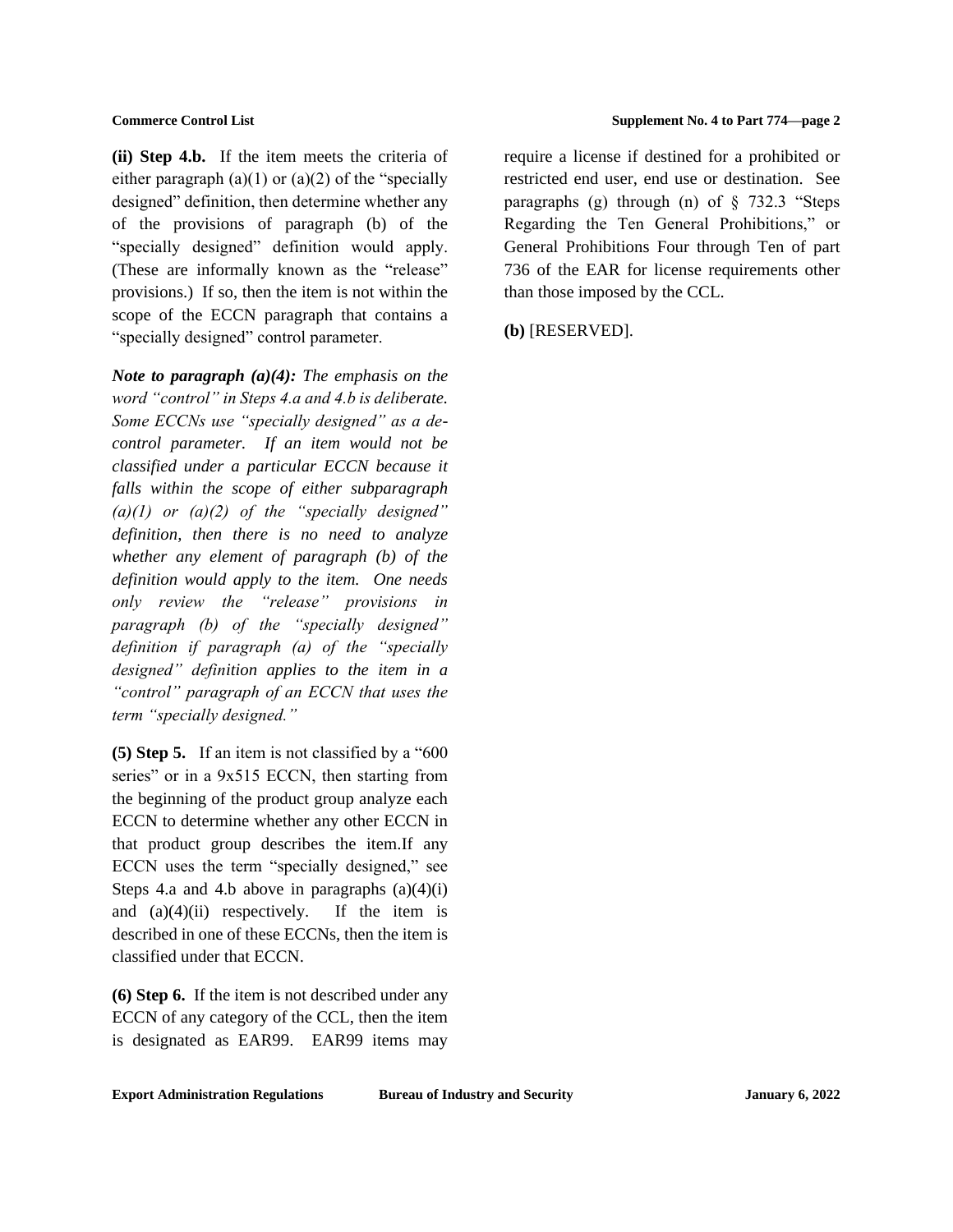**(ii) Step 4.b.** If the item meets the criteria of either paragraph (a)(1) or (a)(2) of the "specially designed" definition, then determine whether any of the provisions of paragraph (b) of the "specially designed" definition would apply. (These are informally known as the "release" provisions.) If so, then the item is not within the scope of the ECCN paragraph that contains a "specially designed" control parameter.

***Note to paragraph (a)(4):*** *The emphasis on the word "control" in Steps 4.a and 4.b is deliberate. Some ECCNs use "specially designed" as a de-control parameter. If an item would not be classified under a particular ECCN because it falls within the scope of either subparagraph (a)(1) or (a)(2) of the "specially designed" definition, then there is no need to analyze whether any element of paragraph (b) of the definition would apply to the item. One needs only review the "release" provisions in paragraph (b) of the "specially designed" definition if paragraph (a) of the "specially designed" definition applies to the item in a "control" paragraph of an ECCN that uses the term "specially designed."*

**(5) Step 5.** If an item is not classified by a "600 series" or in a 9x515 ECCN, then starting from the beginning of the product group analyze each ECCN to determine whether any other ECCN in that product group describes the item.If any ECCN uses the term "specially designed," see Steps 4.a and 4.b above in paragraphs (a)(4)(i) and (a)(4)(ii) respectively. If the item is described in one of these ECCNs, then the item is classified under that ECCN.

**(6) Step 6.** If the item is not described under any ECCN of any category of the CCL, then the item is designated as EAR99. EAR99 items may require a license if destined for a prohibited or restricted end user, end use or destination. See paragraphs (g) through (n) of § 732.3 "Steps Regarding the Ten General Prohibitions," or General Prohibitions Four through Ten of part 736 of the EAR for license requirements other than those imposed by the CCL.

**(b)** [RESERVED].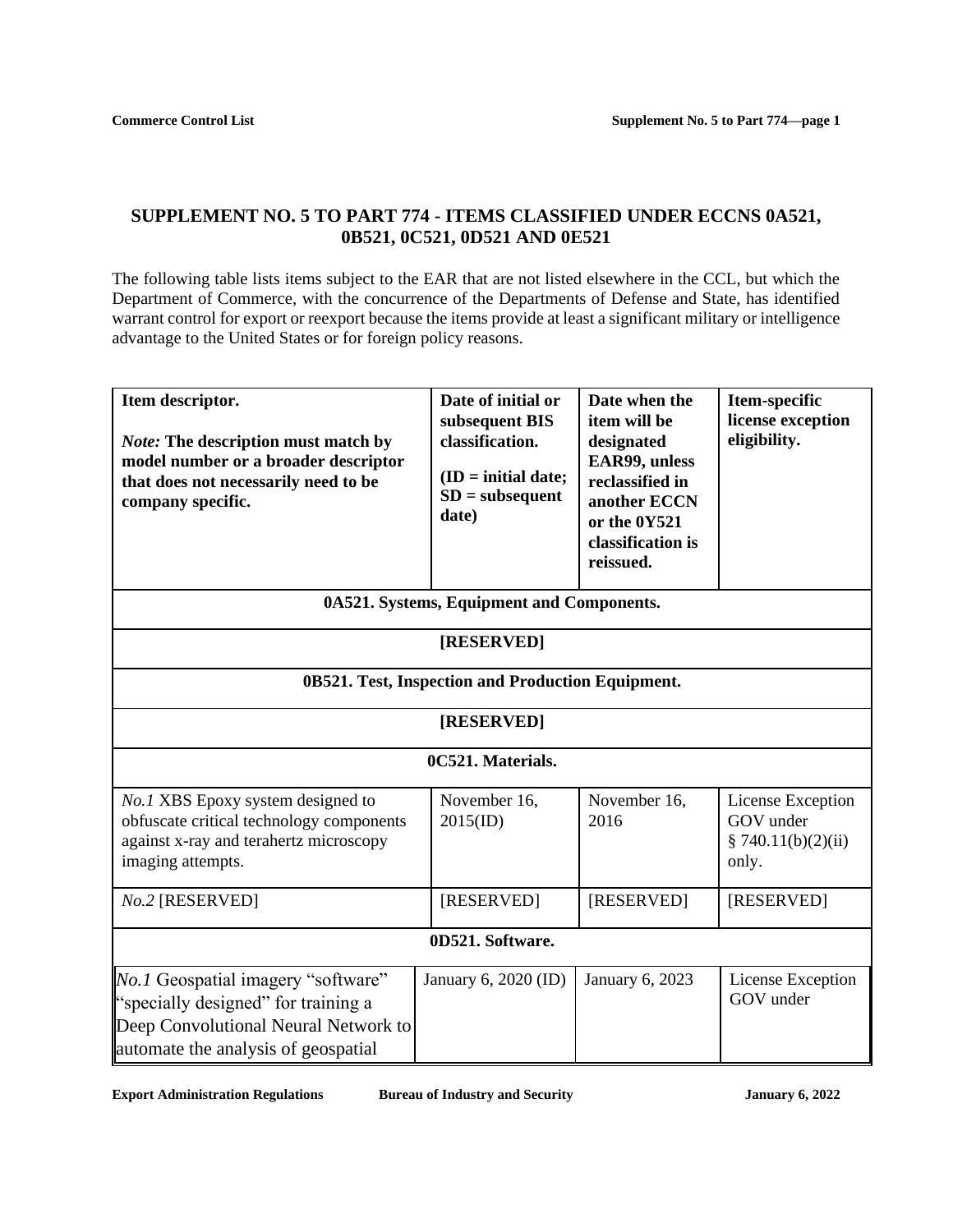## SUPPLEMENT NO. 5 TO PART 774 - ITEMS CLASSIFIED UNDER ECCNS 0A521, 0B521, 0C521, 0D521 AND 0E521

The following table lists items subject to the EAR that are not listed elsewhere in the CCL, but which the Department of Commerce, with the concurrence of the Departments of Defense and State, has identified warrant control for export or reexport because the items provide at least a significant military or intelligence advantage to the United States or for foreign policy reasons.

| **Item descriptor.** *Note:* **The description must match by model number or a broader descriptor that does not necessarily need to be company specific.** | **Date of initial or subsequent BIS classification.** **(ID = initial date; SD = subsequent date)** | **Date when the item will be designated EAR99, unless reclassified in another ECCN or the 0Y521 classification is reissued.** | **Item-specific license exception eligibility.** |
|---|---|---|---|
| **0A521. Systems, Equipment and Components.** | | | |
| **[RESERVED]** | | | |
| **0B521. Test, Inspection and Production Equipment.** | | | |
| **[RESERVED]** | | | |
| **0C521. Materials.** | | | |
| *No.1* XBS Epoxy system designed to obfuscate critical technology components against x-ray and terahertz microscopy imaging attempts. | November 16, 2015(ID) | November 16, 2016 | License Exception GOV under § 740.11(b)(2)(ii) only. |
| *No.2* [RESERVED] | [RESERVED] | [RESERVED] | [RESERVED] |
| **0D521. Software.** | | | |
| *No.1* Geospatial imagery “software” “specially designed” for training a Deep Convolutional Neural Network to automate the analysis of geospatial | January 6, 2020 (ID) | January 6, 2023 | License Exception GOV under |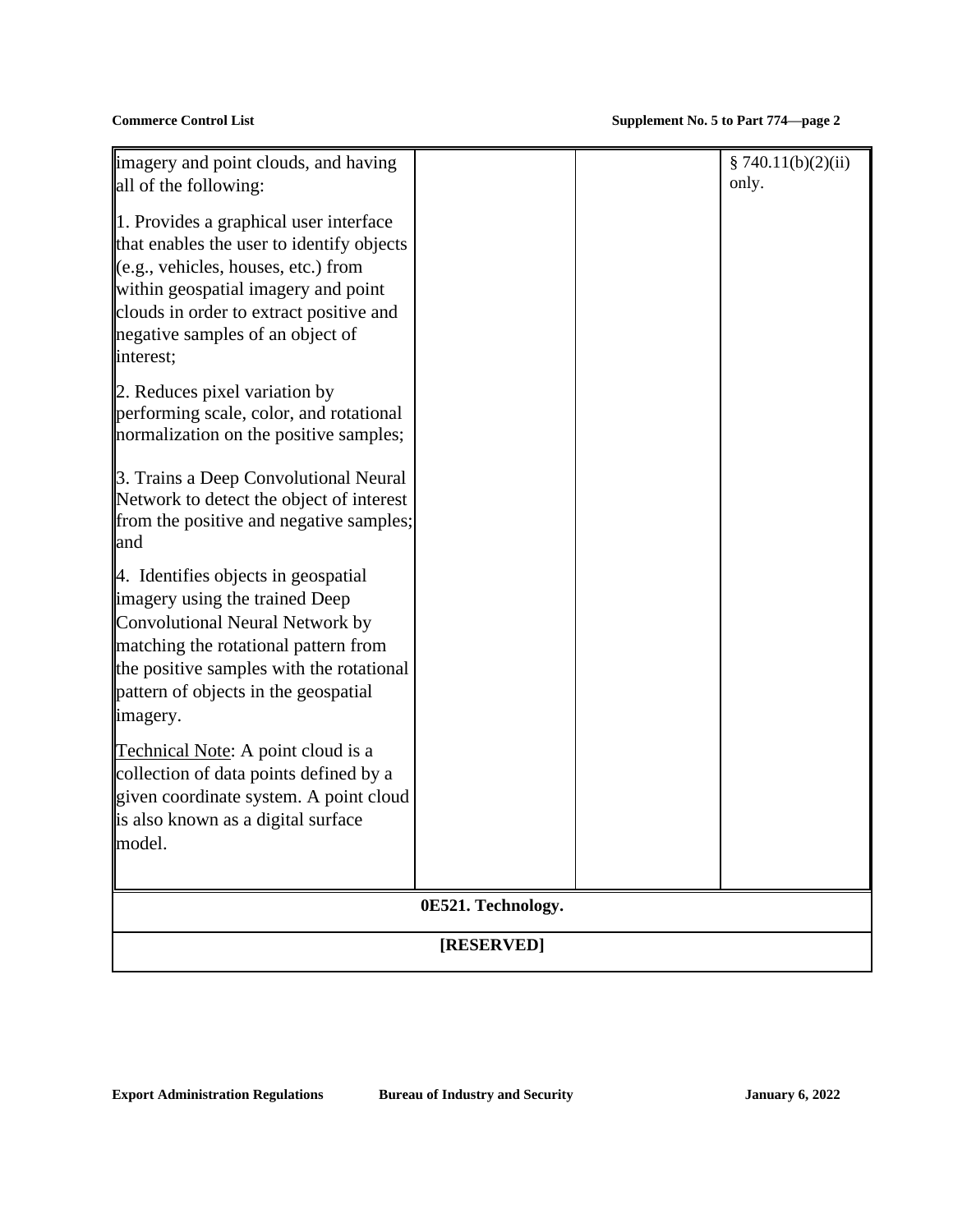| | | | |
|---|---|---|---|
| imagery and point clouds, and having all of the following:<br><br>1. Provides a graphical user interface that enables the user to identify objects (e.g., vehicles, houses, etc.) from within geospatial imagery and point clouds in order to extract positive and negative samples of an object of interest;<br><br>2. Reduces pixel variation by performing scale, color, and rotational normalization on the positive samples;<br><br>3. Trains a Deep Convolutional Neural Network to detect the object of interest from the positive and negative samples; and<br><br>4. Identifies objects in geospatial imagery using the trained Deep Convolutional Neural Network by matching the rotational pattern from the positive samples with the rotational pattern of objects in the geospatial imagery.<br><br><u>Technical Note</u>: A point cloud is a collection of data points defined by a given coordinate system. A point cloud is also known as a digital surface model. | | | § 740.11(b)(2)(ii) only. |

**0E521. Technology.**

**[RESERVED]**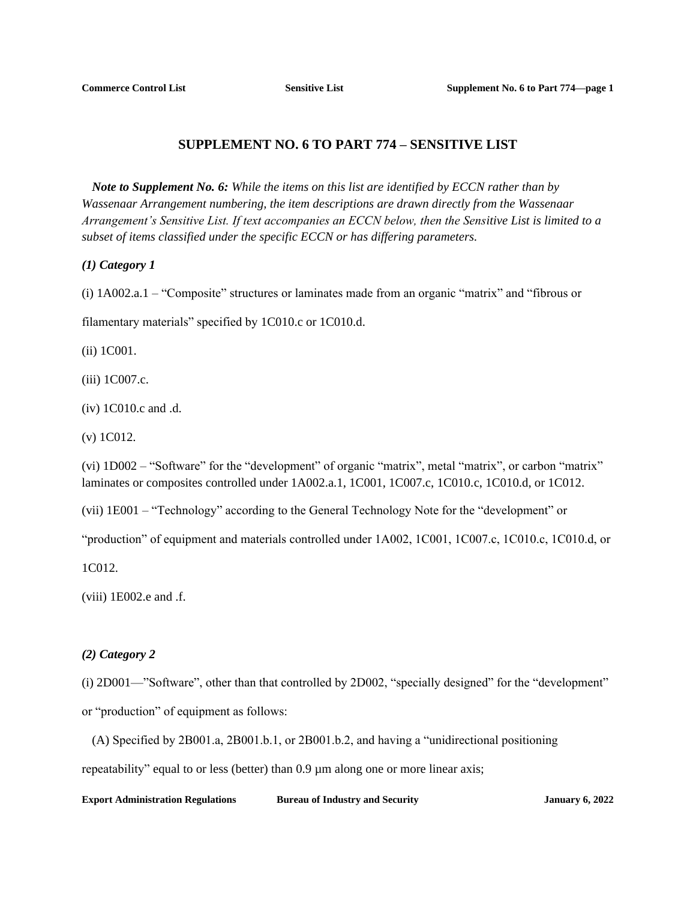## SUPPLEMENT NO. 6 TO PART 774 – SENSITIVE LIST

*Note to Supplement No. 6: While the items on this list are identified by ECCN rather than by Wassenaar Arrangement numbering, the item descriptions are drawn directly from the Wassenaar Arrangement's Sensitive List. If text accompanies an ECCN below, then the Sensitive List is limited to a subset of items classified under the specific ECCN or has differing parameters.*

***(1) Category 1***

(i) 1A002.a.1 – "Composite" structures or laminates made from an organic "matrix" and "fibrous or filamentary materials" specified by 1C010.c or 1C010.d.

(ii) 1C001.

(iii) 1C007.c.

(iv) 1C010.c and .d.

(v) 1C012.

(vi) 1D002 – "Software" for the "development" of organic "matrix", metal "matrix", or carbon "matrix" laminates or composites controlled under 1A002.a.1, 1C001, 1C007.c, 1C010.c, 1C010.d, or 1C012.

(vii) 1E001 – "Technology" according to the General Technology Note for the "development" or "production" of equipment and materials controlled under 1A002, 1C001, 1C007.c, 1C010.c, 1C010.d, or 1C012.

(viii) 1E002.e and .f.

***(2) Category 2***

(i) 2D001—"Software", other than that controlled by 2D002, "specially designed" for the "development" or "production" of equipment as follows:

(A) Specified by 2B001.a, 2B001.b.1, or 2B001.b.2, and having a "unidirectional positioning repeatability" equal to or less (better) than 0.9 µm along one or more linear axis;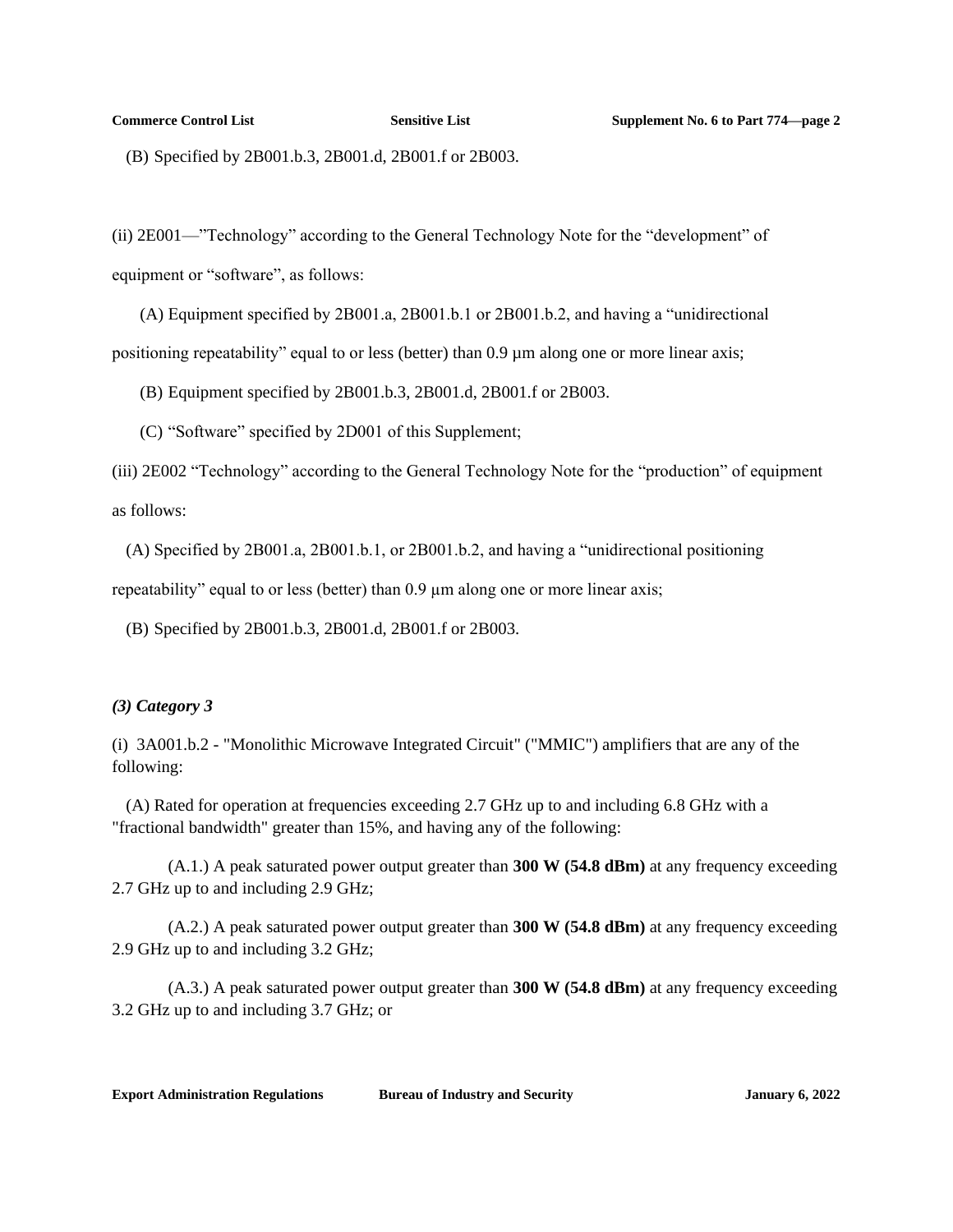(B) Specified by 2B001.b.3, 2B001.d, 2B001.f or 2B003.

(ii) 2E001—"Technology" according to the General Technology Note for the "development" of equipment or "software", as follows:

(A) Equipment specified by 2B001.a, 2B001.b.1 or 2B001.b.2, and having a "unidirectional positioning repeatability" equal to or less (better) than 0.9 µm along one or more linear axis;

(B) Equipment specified by 2B001.b.3, 2B001.d, 2B001.f or 2B003.

(C) "Software" specified by 2D001 of this Supplement;

(iii) 2E002 "Technology" according to the General Technology Note for the "production" of equipment as follows:

(A) Specified by 2B001.a, 2B001.b.1, or 2B001.b.2, and having a "unidirectional positioning repeatability" equal to or less (better) than 0.9 µm along one or more linear axis;

(B) Specified by 2B001.b.3, 2B001.d, 2B001.f or 2B003.

***(3) Category 3***

(i) 3A001.b.2 - "Monolithic Microwave Integrated Circuit" ("MMIC") amplifiers that are any of the following:

(A) Rated for operation at frequencies exceeding 2.7 GHz up to and including 6.8 GHz with a "fractional bandwidth" greater than 15%, and having any of the following:

(A.1.) A peak saturated power output greater than **300 W (54.8 dBm)** at any frequency exceeding 2.7 GHz up to and including 2.9 GHz;

(A.2.) A peak saturated power output greater than **300 W (54.8 dBm)** at any frequency exceeding 2.9 GHz up to and including 3.2 GHz;

(A.3.) A peak saturated power output greater than **300 W (54.8 dBm)** at any frequency exceeding 3.2 GHz up to and including 3.7 GHz; or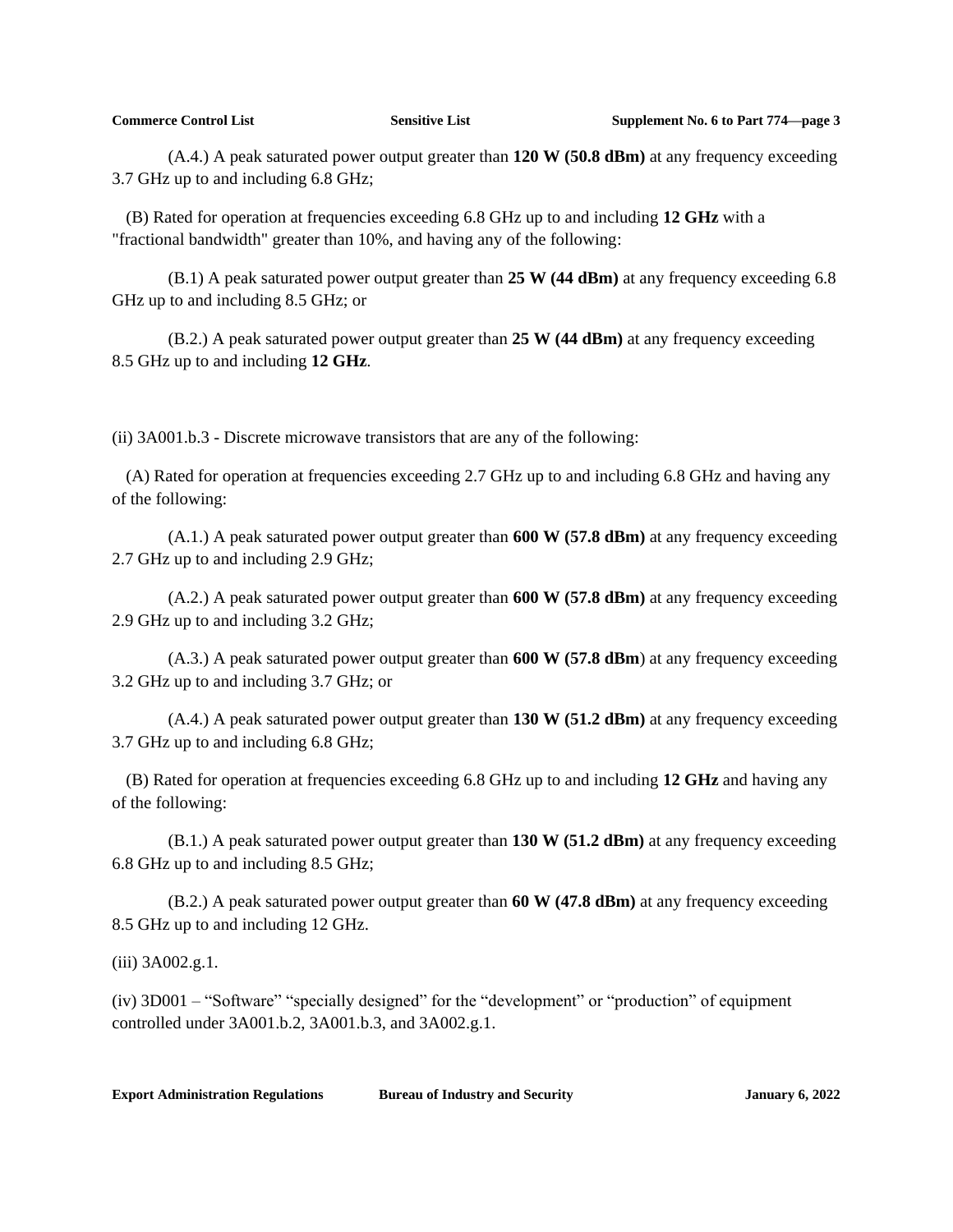(A.4.) A peak saturated power output greater than **120 W (50.8 dBm)** at any frequency exceeding 3.7 GHz up to and including 6.8 GHz;

(B) Rated for operation at frequencies exceeding 6.8 GHz up to and including **12 GHz** with a "fractional bandwidth" greater than 10%, and having any of the following:

(B.1) A peak saturated power output greater than **25 W (44 dBm)** at any frequency exceeding 6.8 GHz up to and including 8.5 GHz; or

(B.2.) A peak saturated power output greater than **25 W (44 dBm)** at any frequency exceeding 8.5 GHz up to and including **12 GHz**.

(ii) 3A001.b.3 - Discrete microwave transistors that are any of the following:

(A) Rated for operation at frequencies exceeding 2.7 GHz up to and including 6.8 GHz and having any of the following:

(A.1.) A peak saturated power output greater than **600 W (57.8 dBm)** at any frequency exceeding 2.7 GHz up to and including 2.9 GHz;

(A.2.) A peak saturated power output greater than **600 W (57.8 dBm)** at any frequency exceeding 2.9 GHz up to and including 3.2 GHz;

(A.3.) A peak saturated power output greater than **600 W (57.8 dBm**) at any frequency exceeding 3.2 GHz up to and including 3.7 GHz; or

(A.4.) A peak saturated power output greater than **130 W (51.2 dBm)** at any frequency exceeding 3.7 GHz up to and including 6.8 GHz;

(B) Rated for operation at frequencies exceeding 6.8 GHz up to and including **12 GHz** and having any of the following:

(B.1.) A peak saturated power output greater than **130 W (51.2 dBm)** at any frequency exceeding 6.8 GHz up to and including 8.5 GHz;

(B.2.) A peak saturated power output greater than **60 W (47.8 dBm)** at any frequency exceeding 8.5 GHz up to and including 12 GHz.

(iii) 3A002.g.1.

(iv) 3D001 – "Software" "specially designed" for the "development" or "production" of equipment controlled under 3A001.b.2, 3A001.b.3, and 3A002.g.1.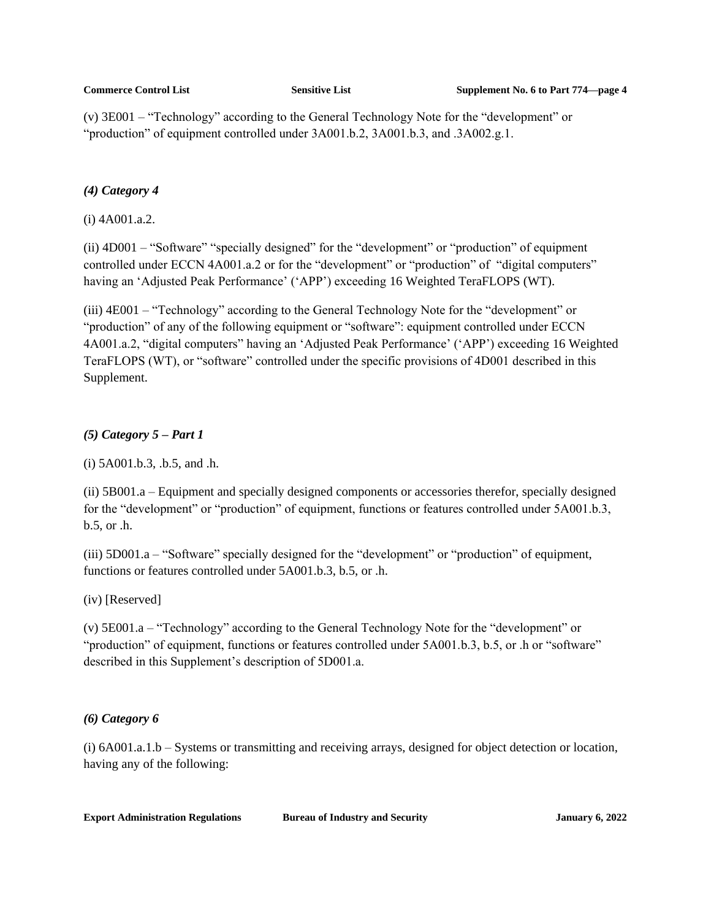(v) 3E001 – "Technology" according to the General Technology Note for the "development" or "production" of equipment controlled under 3A001.b.2, 3A001.b.3, and .3A002.g.1.

***(4) Category 4***

(i) 4A001.a.2.

(ii) 4D001 – "Software" "specially designed" for the "development" or "production" of equipment controlled under ECCN 4A001.a.2 or for the "development" or "production" of "digital computers" having an 'Adjusted Peak Performance' ('APP') exceeding 16 Weighted TeraFLOPS (WT).

(iii) 4E001 – "Technology" according to the General Technology Note for the "development" or "production" of any of the following equipment or "software": equipment controlled under ECCN 4A001.a.2, "digital computers" having an 'Adjusted Peak Performance' ('APP') exceeding 16 Weighted TeraFLOPS (WT), or "software" controlled under the specific provisions of 4D001 described in this Supplement.

***(5) Category 5 – Part 1***

(i) 5A001.b.3, .b.5, and .h.

(ii) 5B001.a – Equipment and specially designed components or accessories therefor, specially designed for the "development" or "production" of equipment, functions or features controlled under 5A001.b.3, b.5, or .h.

(iii) 5D001.a – "Software" specially designed for the "development" or "production" of equipment, functions or features controlled under 5A001.b.3, b.5, or .h.

(iv) [Reserved]

(v) 5E001.a – "Technology" according to the General Technology Note for the "development" or "production" of equipment, functions or features controlled under 5A001.b.3, b.5, or .h or "software" described in this Supplement's description of 5D001.a.

***(6) Category 6***

(i) 6A001.a.1.b – Systems or transmitting and receiving arrays, designed for object detection or location, having any of the following: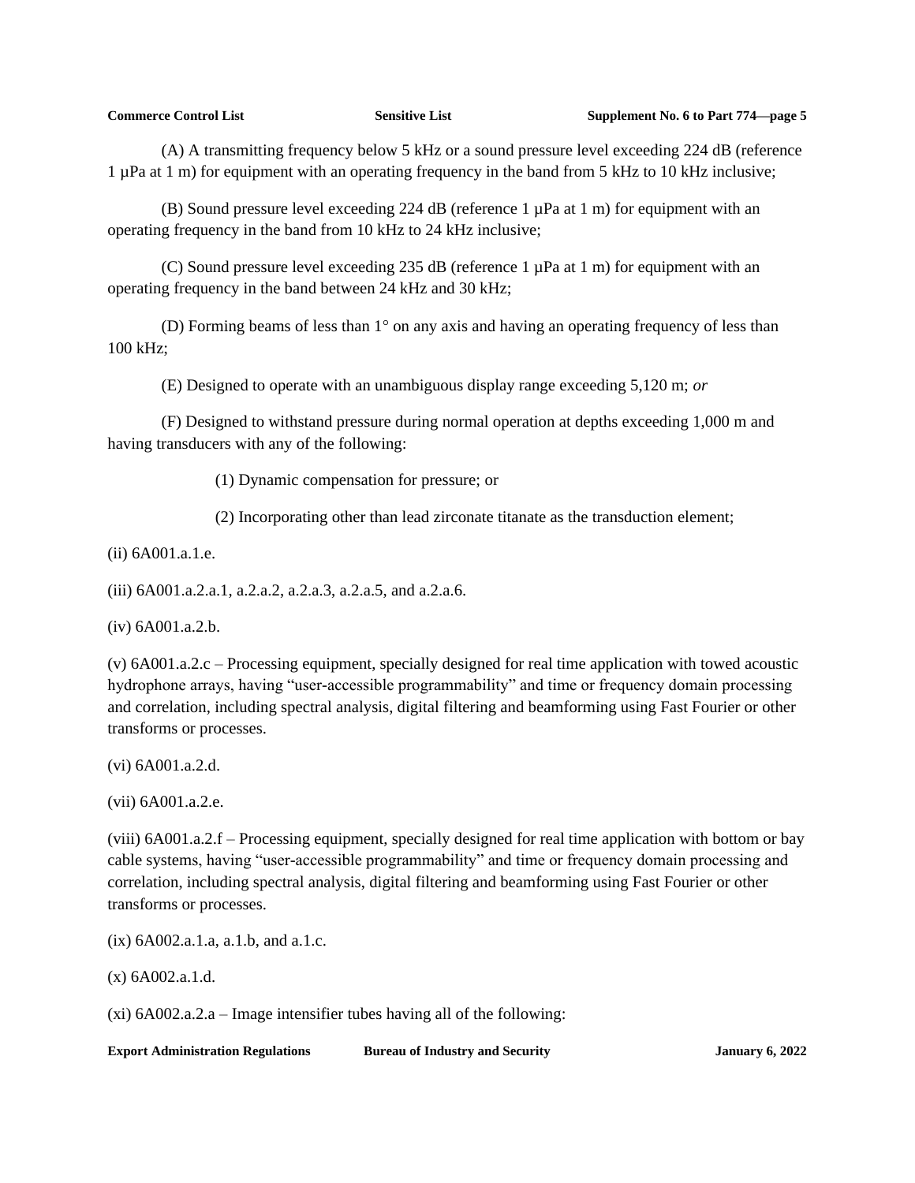(A) A transmitting frequency below 5 kHz or a sound pressure level exceeding 224 dB (reference 1 µPa at 1 m) for equipment with an operating frequency in the band from 5 kHz to 10 kHz inclusive;

(B) Sound pressure level exceeding 224 dB (reference 1 µPa at 1 m) for equipment with an operating frequency in the band from 10 kHz to 24 kHz inclusive;

(C) Sound pressure level exceeding 235 dB (reference 1 µPa at 1 m) for equipment with an operating frequency in the band between 24 kHz and 30 kHz;

(D) Forming beams of less than 1° on any axis and having an operating frequency of less than 100 kHz;

(E) Designed to operate with an unambiguous display range exceeding 5,120 m; *or*

(F) Designed to withstand pressure during normal operation at depths exceeding 1,000 m and having transducers with any of the following:

(1) Dynamic compensation for pressure; or

(2) Incorporating other than lead zirconate titanate as the transduction element;

(ii) 6A001.a.1.e.

(iii) 6A001.a.2.a.1, a.2.a.2, a.2.a.3, a.2.a.5, and a.2.a.6.

(iv) 6A001.a.2.b.

(v) 6A001.a.2.c – Processing equipment, specially designed for real time application with towed acoustic hydrophone arrays, having "user-accessible programmability" and time or frequency domain processing and correlation, including spectral analysis, digital filtering and beamforming using Fast Fourier or other transforms or processes.

(vi) 6A001.a.2.d.

(vii) 6A001.a.2.e.

(viii) 6A001.a.2.f – Processing equipment, specially designed for real time application with bottom or bay cable systems, having "user-accessible programmability" and time or frequency domain processing and correlation, including spectral analysis, digital filtering and beamforming using Fast Fourier or other transforms or processes.

(ix) 6A002.a.1.a, a.1.b, and a.1.c.

(x) 6A002.a.1.d.

(xi) 6A002.a.2.a – Image intensifier tubes having all of the following: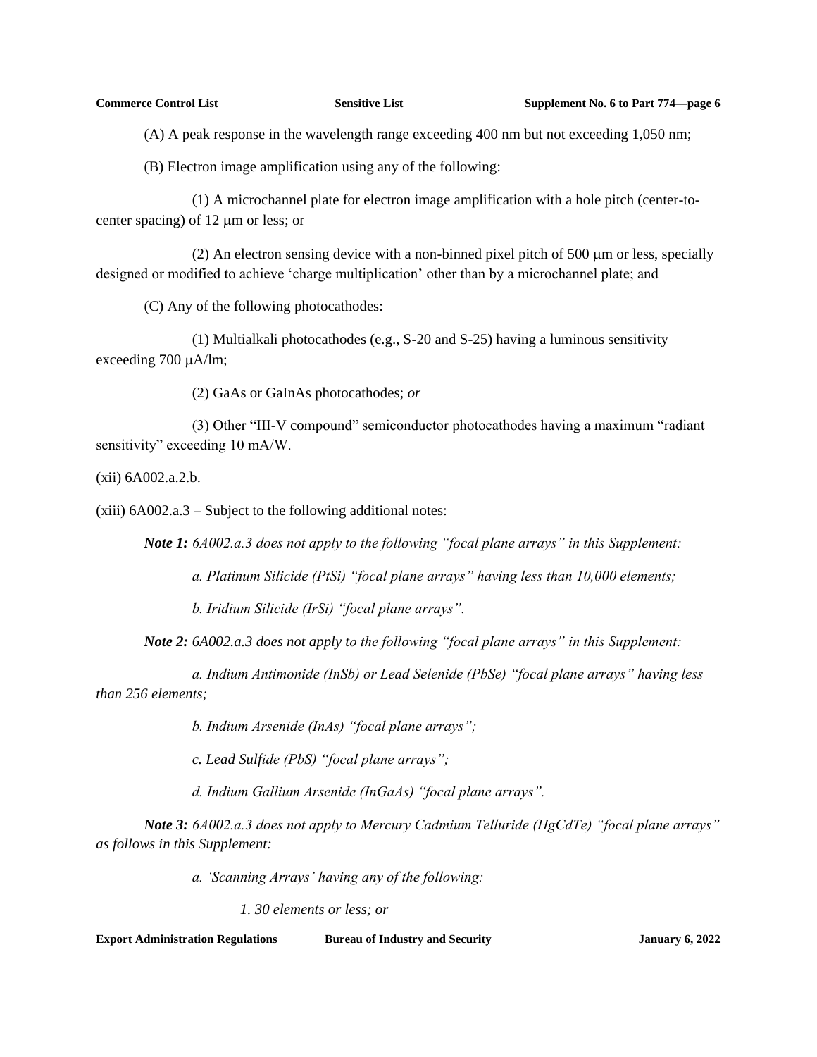(A) A peak response in the wavelength range exceeding 400 nm but not exceeding 1,050 nm;

(B) Electron image amplification using any of the following:

(1) A microchannel plate for electron image amplification with a hole pitch (center-to-center spacing) of 12 μm or less; or

(2) An electron sensing device with a non-binned pixel pitch of 500 μm or less, specially designed or modified to achieve 'charge multiplication' other than by a microchannel plate; and

(C) Any of the following photocathodes:

(1) Multialkali photocathodes (e.g., S-20 and S-25) having a luminous sensitivity exceeding 700 μA/lm;

(2) GaAs or GaInAs photocathodes; *or*

(3) Other "III-V compound" semiconductor photocathodes having a maximum "radiant sensitivity" exceeding 10 mA/W.

(xii) 6A002.a.2.b.

(xiii) 6A002.a.3 – Subject to the following additional notes:

***Note 1:*** *6A002.a.3 does not apply to the following "focal plane arrays" in this Supplement:*

*a. Platinum Silicide (PtSi) "focal plane arrays" having less than 10,000 elements;*

*b. Iridium Silicide (IrSi) "focal plane arrays".*

***Note 2:*** *6A002.a.3 does not apply to the following "focal plane arrays" in this Supplement:*

*a. Indium Antimonide (InSb) or Lead Selenide (PbSe) "focal plane arrays" having less than 256 elements;*

*b. Indium Arsenide (InAs) "focal plane arrays";*

*c. Lead Sulfide (PbS) "focal plane arrays";*

*d. Indium Gallium Arsenide (InGaAs) "focal plane arrays".*

***Note 3:*** *6A002.a.3 does not apply to Mercury Cadmium Telluride (HgCdTe) "focal plane arrays" as follows in this Supplement:*

*a. 'Scanning Arrays' having any of the following:*

*1. 30 elements or less; or*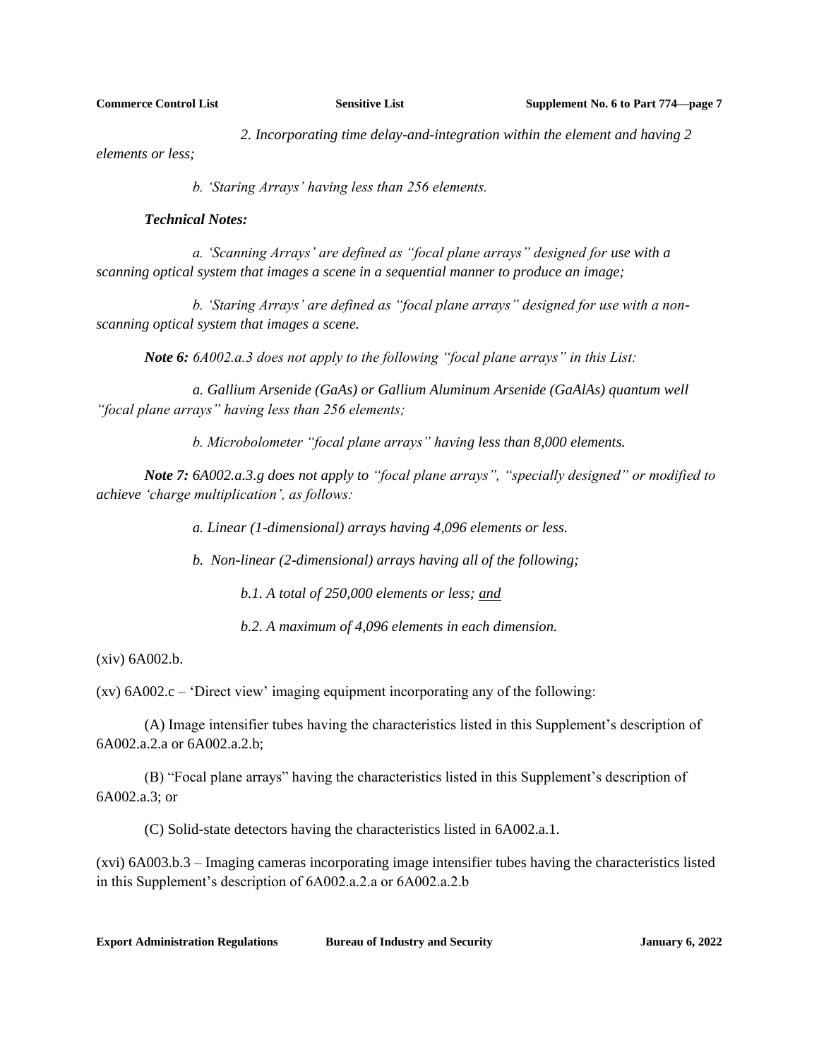*2. Incorporating time delay-and-integration within the element and having 2 elements or less;*

*b. 'Staring Arrays' having less than 256 elements.*

***Technical Notes:***

*a. 'Scanning Arrays' are defined as "focal plane arrays" designed for use with a scanning optical system that images a scene in a sequential manner to produce an image;*

*b. 'Staring Arrays' are defined as "focal plane arrays" designed for use with a non-scanning optical system that images a scene.*

***Note 6:*** *6A002.a.3 does not apply to the following "focal plane arrays" in this List:*

*a. Gallium Arsenide (GaAs) or Gallium Aluminum Arsenide (GaAlAs) quantum well "focal plane arrays" having less than 256 elements;*

*b. Microbolometer "focal plane arrays" having less than 8,000 elements.*

***Note 7:*** *6A002.a.3.g does not apply to "focal plane arrays", "specially designed" or modified to achieve 'charge multiplication', as follows:*

*a. Linear (1-dimensional) arrays having 4,096 elements or less.*

*b. Non-linear (2-dimensional) arrays having all of the following;*

*b.1. A total of 250,000 elements or less; and*

*b.2. A maximum of 4,096 elements in each dimension.*

(xiv) 6A002.b.

(xv) 6A002.c – 'Direct view' imaging equipment incorporating any of the following:

(A) Image intensifier tubes having the characteristics listed in this Supplement's description of 6A002.a.2.a or 6A002.a.2.b;

(B) "Focal plane arrays" having the characteristics listed in this Supplement's description of 6A002.a.3; or

(C) Solid-state detectors having the characteristics listed in 6A002.a.1.

(xvi) 6A003.b.3 – Imaging cameras incorporating image intensifier tubes having the characteristics listed in this Supplement's description of 6A002.a.2.a or 6A002.a.2.b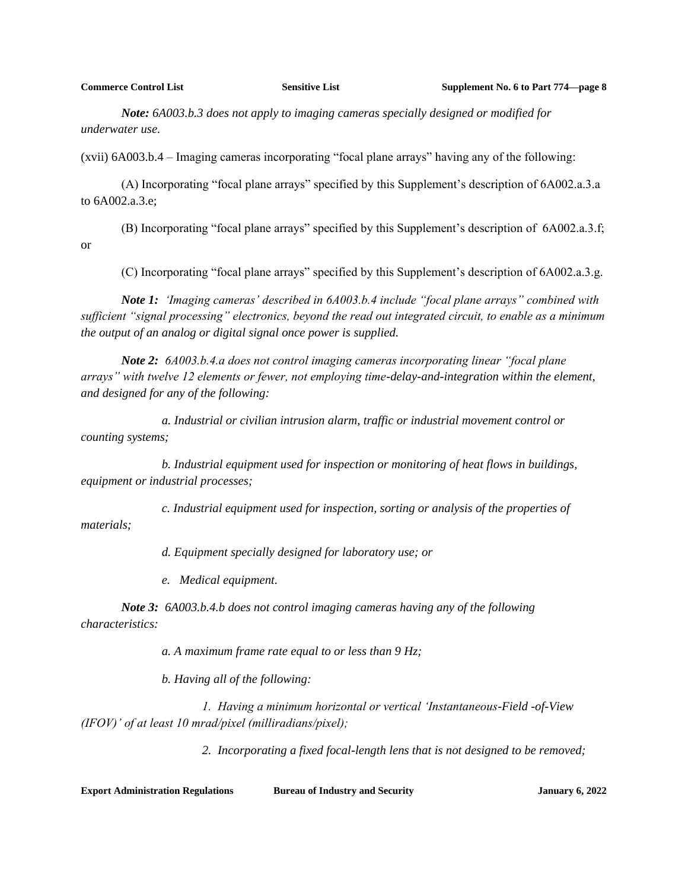***Note:*** *6A003.b.3 does not apply to imaging cameras specially designed or modified for underwater use.*

(xvii) 6A003.b.4 – Imaging cameras incorporating "focal plane arrays" having any of the following:

(A) Incorporating "focal plane arrays" specified by this Supplement's description of 6A002.a.3.a to 6A002.a.3.e;

(B) Incorporating "focal plane arrays" specified by this Supplement's description of 6A002.a.3.f; or

(C) Incorporating "focal plane arrays" specified by this Supplement's description of 6A002.a.3.g.

***Note 1:*** *'Imaging cameras' described in 6A003.b.4 include "focal plane arrays" combined with sufficient "signal processing" electronics, beyond the read out integrated circuit, to enable as a minimum the output of an analog or digital signal once power is supplied.*

***Note 2:*** *6A003.b.4.a does not control imaging cameras incorporating linear "focal plane arrays" with twelve 12 elements or fewer, not employing time-delay-and-integration within the element, and designed for any of the following:*

*a. Industrial or civilian intrusion alarm, traffic or industrial movement control or counting systems;*

*b. Industrial equipment used for inspection or monitoring of heat flows in buildings, equipment or industrial processes;*

*c. Industrial equipment used for inspection, sorting or analysis of the properties of materials;*

*d. Equipment specially designed for laboratory use; or*

*e. Medical equipment.*

***Note 3:*** *6A003.b.4.b does not control imaging cameras having any of the following characteristics:*

*a. A maximum frame rate equal to or less than 9 Hz;*

*b. Having all of the following:*

*1. Having a minimum horizontal or vertical 'Instantaneous-Field -of-View (IFOV)' of at least 10 mrad/pixel (milliradians/pixel);*

*2. Incorporating a fixed focal-length lens that is not designed to be removed;*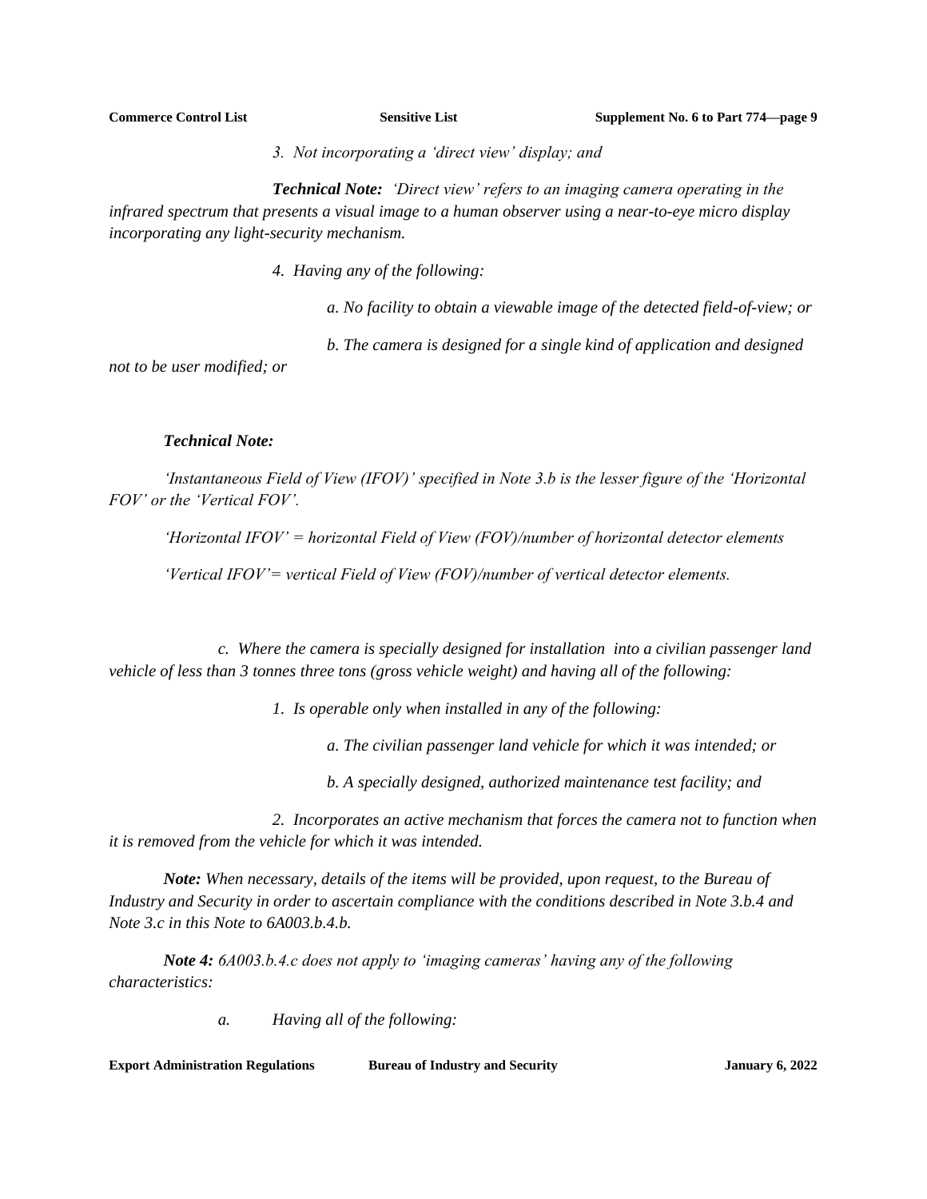*3. Not incorporating a 'direct view' display; and*

***Technical Note:*** *'Direct view' refers to an imaging camera operating in the infrared spectrum that presents a visual image to a human observer using a near-to-eye micro display incorporating any light-security mechanism.*

*4. Having any of the following:*

*a. No facility to obtain a viewable image of the detected field-of-view; or*

*b. The camera is designed for a single kind of application and designed not to be user modified; or*

***Technical Note:***

*'Instantaneous Field of View (IFOV)' specified in Note 3.b is the lesser figure of the 'Horizontal FOV' or the 'Vertical FOV'.*

*'Horizontal IFOV' = horizontal Field of View (FOV)/number of horizontal detector elements*

*'Vertical IFOV'= vertical Field of View (FOV)/number of vertical detector elements.*

*c. Where the camera is specially designed for installation into a civilian passenger land vehicle of less than 3 tonnes three tons (gross vehicle weight) and having all of the following:*

*1. Is operable only when installed in any of the following:*

*a. The civilian passenger land vehicle for which it was intended; or*

*b. A specially designed, authorized maintenance test facility; and*

*2. Incorporates an active mechanism that forces the camera not to function when it is removed from the vehicle for which it was intended.*

***Note:*** *When necessary, details of the items will be provided, upon request, to the Bureau of Industry and Security in order to ascertain compliance with the conditions described in Note 3.b.4 and Note 3.c in this Note to 6A003.b.4.b.*

***Note 4:*** *6A003.b.4.c does not apply to 'imaging cameras' having any of the following characteristics:*

*a. Having all of the following:*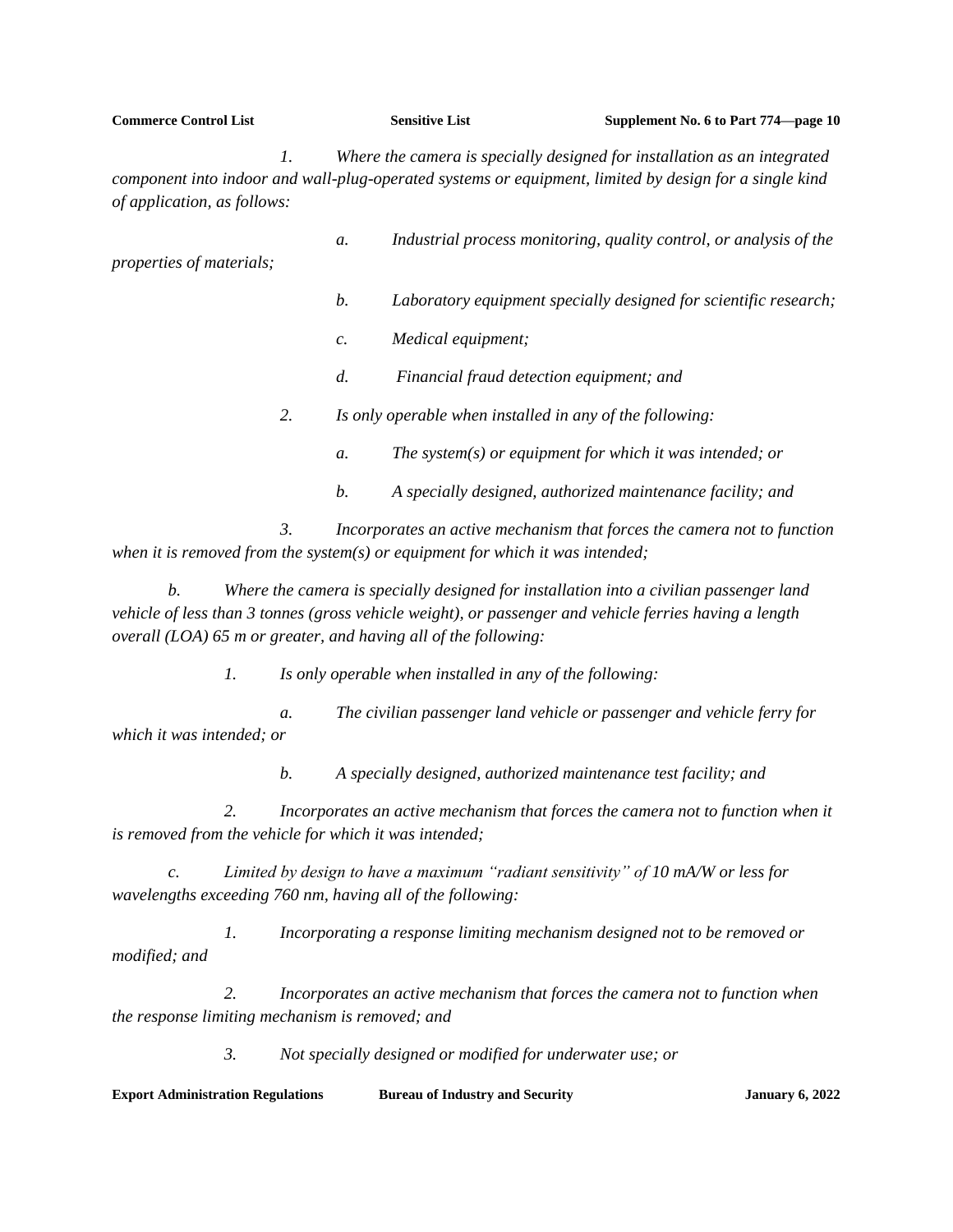*1. Where the camera is specially designed for installation as an integrated component into indoor and wall-plug-operated systems or equipment, limited by design for a single kind of application, as follows:*

*a. Industrial process monitoring, quality control, or analysis of the properties of materials;*

*b. Laboratory equipment specially designed for scientific research;*

*c. Medical equipment;*

*d. Financial fraud detection equipment; and*

*2. Is only operable when installed in any of the following:*

*a. The system(s) or equipment for which it was intended; or*

*b. A specially designed, authorized maintenance facility; and*

*3. Incorporates an active mechanism that forces the camera not to function when it is removed from the system(s) or equipment for which it was intended;*

*b. Where the camera is specially designed for installation into a civilian passenger land vehicle of less than 3 tonnes (gross vehicle weight), or passenger and vehicle ferries having a length overall (LOA) 65 m or greater, and having all of the following:*

*1. Is only operable when installed in any of the following:*

*a. The civilian passenger land vehicle or passenger and vehicle ferry for which it was intended; or*

*b. A specially designed, authorized maintenance test facility; and*

*2. Incorporates an active mechanism that forces the camera not to function when it is removed from the vehicle for which it was intended;*

*c. Limited by design to have a maximum "radiant sensitivity" of 10 mA/W or less for wavelengths exceeding 760 nm, having all of the following:*

*1. Incorporating a response limiting mechanism designed not to be removed or modified; and*

*2. Incorporates an active mechanism that forces the camera not to function when the response limiting mechanism is removed; and*

*3. Not specially designed or modified for underwater use; or*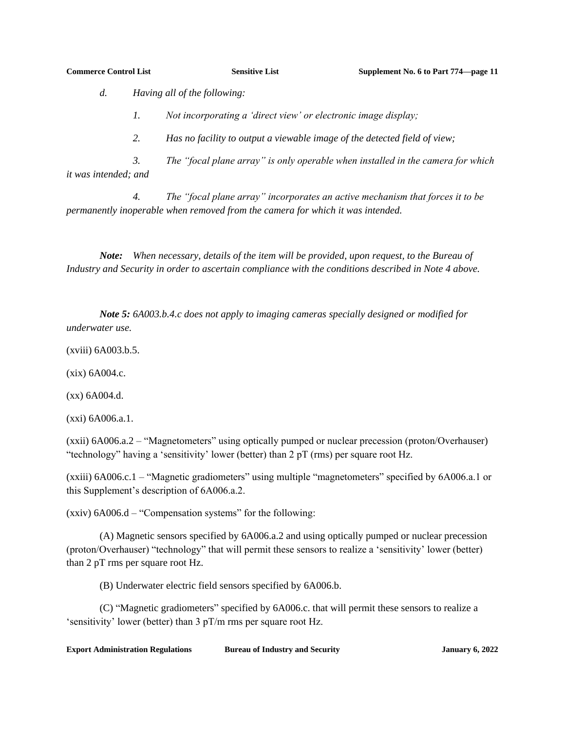*d.    Having all of the following:*

*1.    Not incorporating a 'direct view' or electronic image display;*

*2.    Has no facility to output a viewable image of the detected field of view;*

*3.    The "focal plane array" is only operable when installed in the camera for which it was intended; and*

*4.    The "focal plane array" incorporates an active mechanism that forces it to be permanently inoperable when removed from the camera for which it was intended.*

***Note:*** *When necessary, details of the item will be provided, upon request, to the Bureau of Industry and Security in order to ascertain compliance with the conditions described in Note 4 above.*

***Note 5:*** *6A003.b.4.c does not apply to imaging cameras specially designed or modified for underwater use.*

(xviii) 6A003.b.5.

(xix) 6A004.c.

(xx) 6A004.d.

(xxi) 6A006.a.1.

(xxii) 6A006.a.2 – "Magnetometers" using optically pumped or nuclear precession (proton/Overhauser) "technology" having a 'sensitivity' lower (better) than 2 pT (rms) per square root Hz.

(xxiii) 6A006.c.1 – "Magnetic gradiometers" using multiple "magnetometers" specified by 6A006.a.1 or this Supplement's description of 6A006.a.2.

(xxiv) 6A006.d – "Compensation systems" for the following:

(A) Magnetic sensors specified by 6A006.a.2 and using optically pumped or nuclear precession (proton/Overhauser) "technology" that will permit these sensors to realize a 'sensitivity' lower (better) than 2 pT rms per square root Hz.

(B) Underwater electric field sensors specified by 6A006.b.

(C) "Magnetic gradiometers" specified by 6A006.c. that will permit these sensors to realize a 'sensitivity' lower (better) than 3 pT/m rms per square root Hz.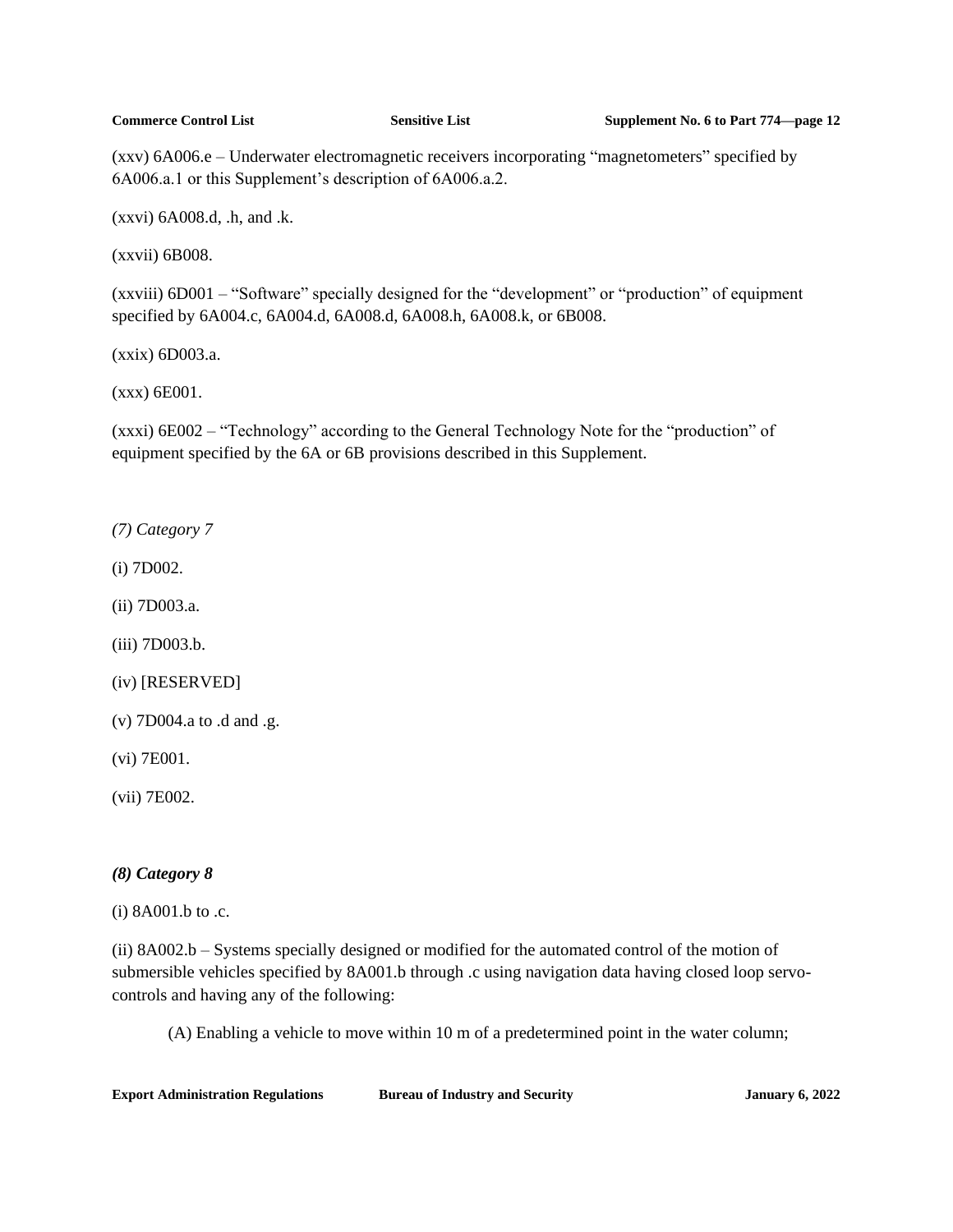(xxv) 6A006.e – Underwater electromagnetic receivers incorporating “magnetometers” specified by 6A006.a.1 or this Supplement’s description of 6A006.a.2.

(xxvi) 6A008.d, .h, and .k.

(xxvii) 6B008.

(xxviii) 6D001 – “Software” specially designed for the “development” or “production” of equipment specified by 6A004.c, 6A004.d, 6A008.d, 6A008.h, 6A008.k, or 6B008.

(xxix) 6D003.a.

(xxx) 6E001.

(xxxi) 6E002 – “Technology” according to the General Technology Note for the “production” of equipment specified by the 6A or 6B provisions described in this Supplement.

*(7) Category 7*

(i) 7D002.

(ii) 7D003.a.

(iii) 7D003.b.

(iv) [RESERVED]

(v) 7D004.a to .d and .g.

(vi) 7E001.

(vii) 7E002.

***(8) Category 8***

(i) 8A001.b to .c.

(ii) 8A002.b – Systems specially designed or modified for the automated control of the motion of submersible vehicles specified by 8A001.b through .c using navigation data having closed loop servo-controls and having any of the following:

(A) Enabling a vehicle to move within 10 m of a predetermined point in the water column;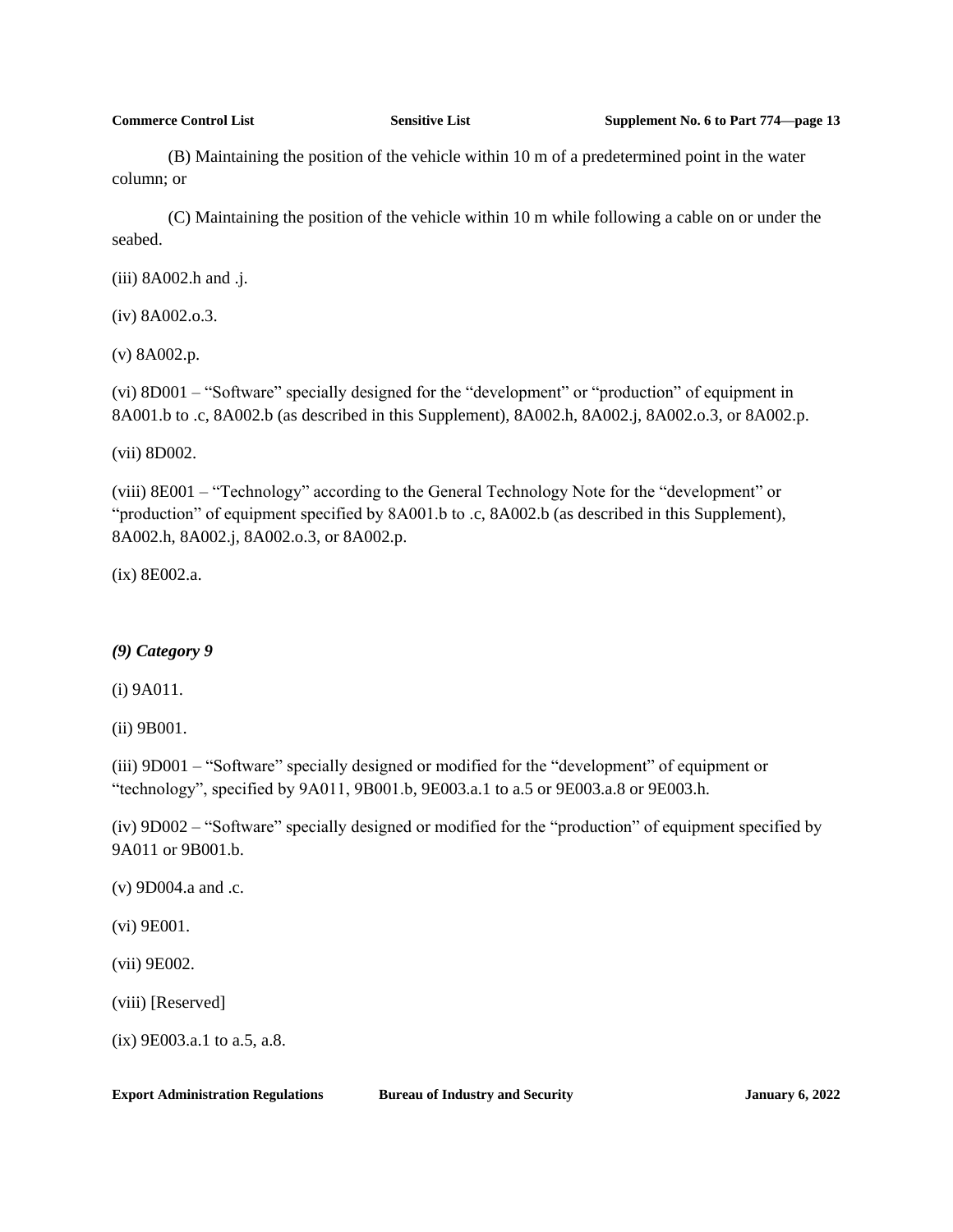(B) Maintaining the position of the vehicle within 10 m of a predetermined point in the water column; or

(C) Maintaining the position of the vehicle within 10 m while following a cable on or under the seabed.

(iii) 8A002.h and .j.

(iv) 8A002.o.3.

(v) 8A002.p.

(vi) 8D001 – "Software" specially designed for the "development" or "production" of equipment in 8A001.b to .c, 8A002.b (as described in this Supplement), 8A002.h, 8A002.j, 8A002.o.3, or 8A002.p.

(vii) 8D002.

(viii) 8E001 – "Technology" according to the General Technology Note for the "development" or "production" of equipment specified by 8A001.b to .c, 8A002.b (as described in this Supplement), 8A002.h, 8A002.j, 8A002.o.3, or 8A002.p.

(ix) 8E002.a.

***(9) Category 9***

(i) 9A011.

(ii) 9B001.

(iii) 9D001 – "Software" specially designed or modified for the "development" of equipment or "technology", specified by 9A011, 9B001.b, 9E003.a.1 to a.5 or 9E003.a.8 or 9E003.h.

(iv) 9D002 – "Software" specially designed or modified for the "production" of equipment specified by 9A011 or 9B001.b.

(v) 9D004.a and .c.

(vi) 9E001.

(vii) 9E002.

(viii) [Reserved]

(ix) 9E003.a.1 to a.5, a.8.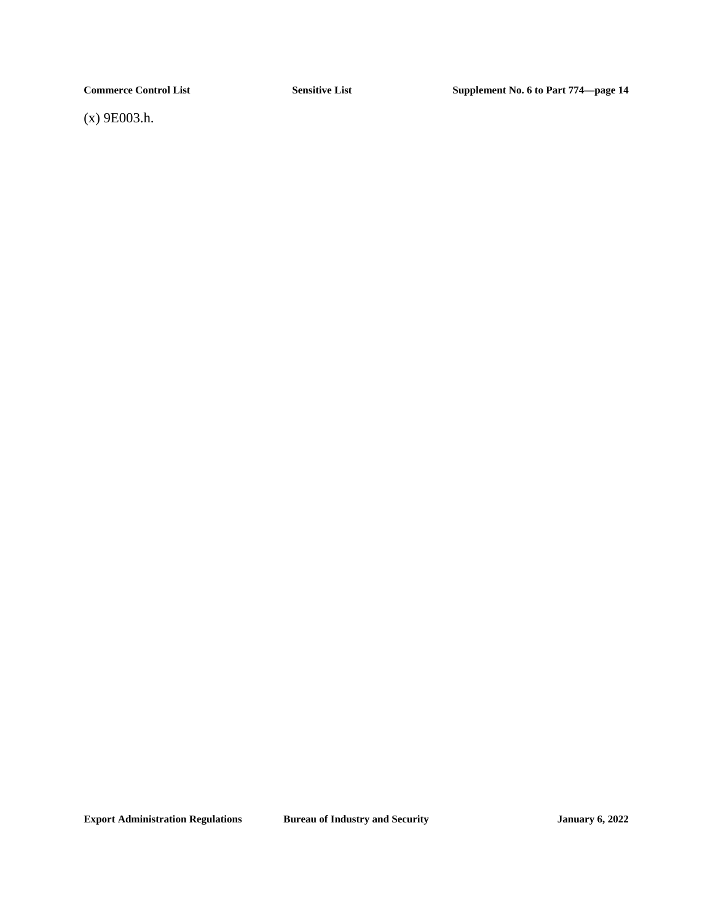(x) 9E003.h.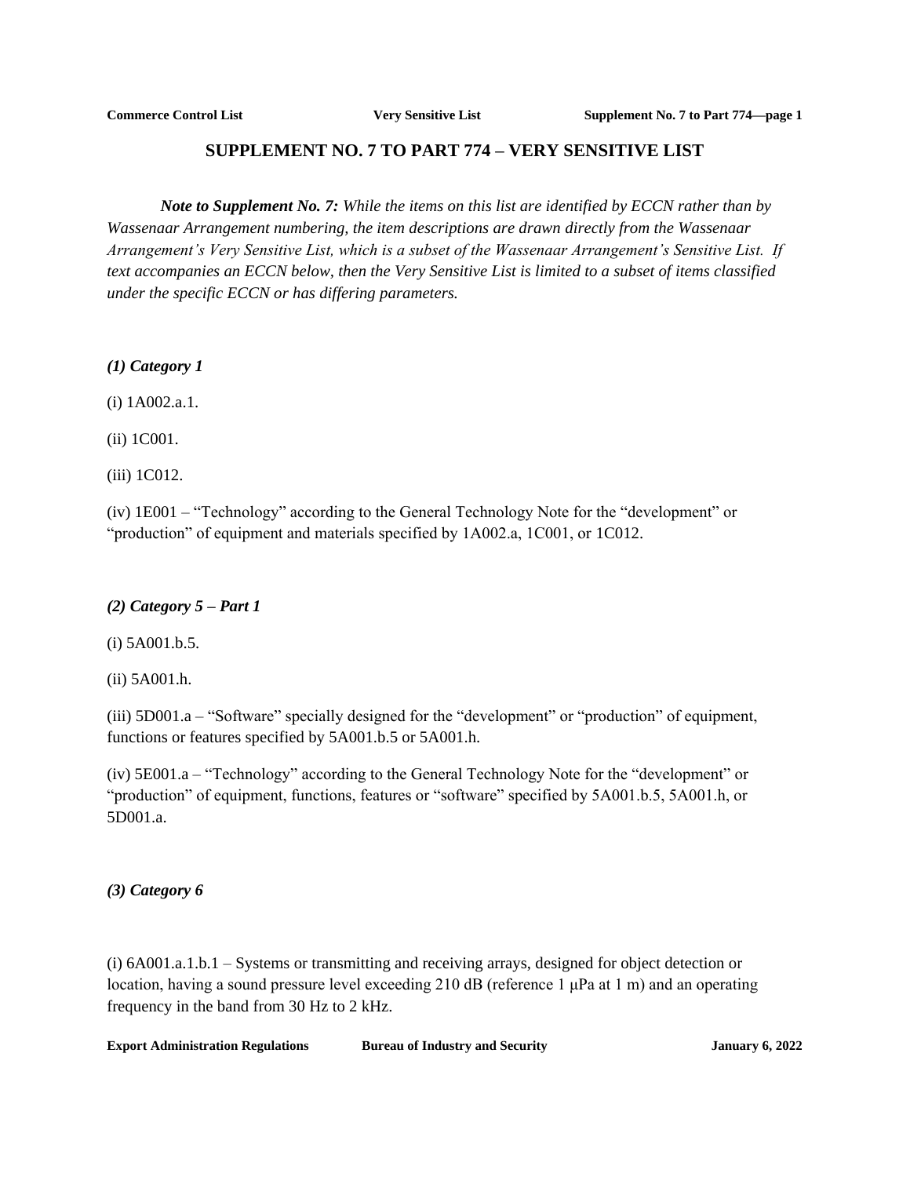# SUPPLEMENT NO. 7 TO PART 774 – VERY SENSITIVE LIST

***Note to Supplement No. 7:*** *While the items on this list are identified by ECCN rather than by Wassenaar Arrangement numbering, the item descriptions are drawn directly from the Wassenaar Arrangement's Very Sensitive List, which is a subset of the Wassenaar Arrangement's Sensitive List. If text accompanies an ECCN below, then the Very Sensitive List is limited to a subset of items classified under the specific ECCN or has differing parameters.*

***(1) Category 1***

(i) 1A002.a.1.

(ii) 1C001.

(iii) 1C012.

(iv) 1E001 – "Technology" according to the General Technology Note for the "development" or "production" of equipment and materials specified by 1A002.a, 1C001, or 1C012.

***(2) Category 5 – Part 1***

(i) 5A001.b.5.

(ii) 5A001.h.

(iii) 5D001.a – "Software" specially designed for the "development" or "production" of equipment, functions or features specified by 5A001.b.5 or 5A001.h.

(iv) 5E001.a – "Technology" according to the General Technology Note for the "development" or "production" of equipment, functions, features or "software" specified by 5A001.b.5, 5A001.h, or 5D001.a.

***(3) Category 6***

(i) 6A001.a.1.b.1 – Systems or transmitting and receiving arrays, designed for object detection or location, having a sound pressure level exceeding 210 dB (reference 1 μPa at 1 m) and an operating frequency in the band from 30 Hz to 2 kHz.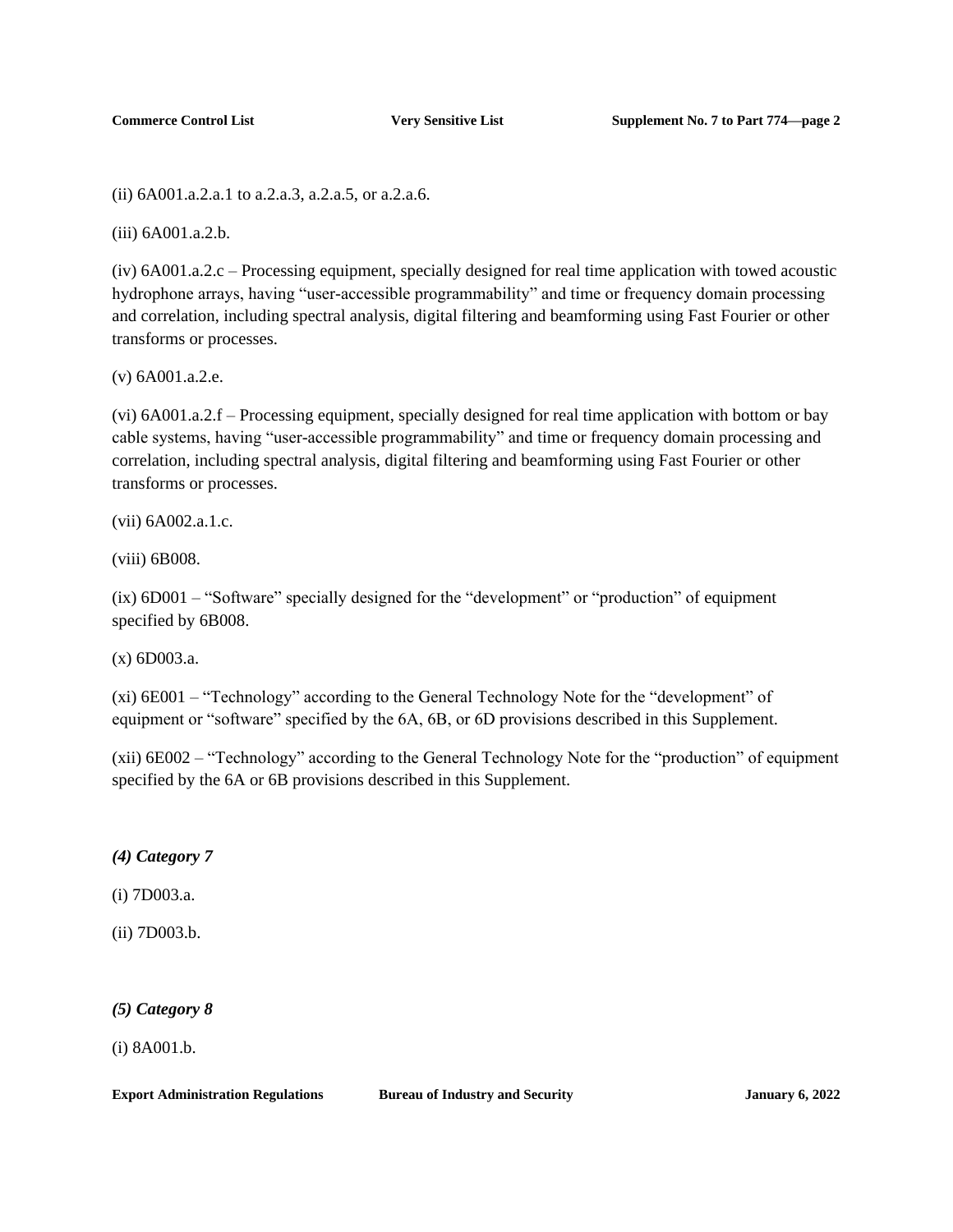(ii) 6A001.a.2.a.1 to a.2.a.3, a.2.a.5, or a.2.a.6.

(iii) 6A001.a.2.b.

(iv) 6A001.a.2.c – Processing equipment, specially designed for real time application with towed acoustic hydrophone arrays, having "user-accessible programmability" and time or frequency domain processing and correlation, including spectral analysis, digital filtering and beamforming using Fast Fourier or other transforms or processes.

(v) 6A001.a.2.e.

(vi) 6A001.a.2.f – Processing equipment, specially designed for real time application with bottom or bay cable systems, having "user-accessible programmability" and time or frequency domain processing and correlation, including spectral analysis, digital filtering and beamforming using Fast Fourier or other transforms or processes.

(vii) 6A002.a.1.c.

(viii) 6B008.

(ix) 6D001 – "Software" specially designed for the "development" or "production" of equipment specified by 6B008.

(x) 6D003.a.

(xi) 6E001 – "Technology" according to the General Technology Note for the "development" of equipment or "software" specified by the 6A, 6B, or 6D provisions described in this Supplement.

(xii) 6E002 – "Technology" according to the General Technology Note for the "production" of equipment specified by the 6A or 6B provisions described in this Supplement.

***(4) Category 7***

(i) 7D003.a.

(ii) 7D003.b.

***(5) Category 8***

(i) 8A001.b.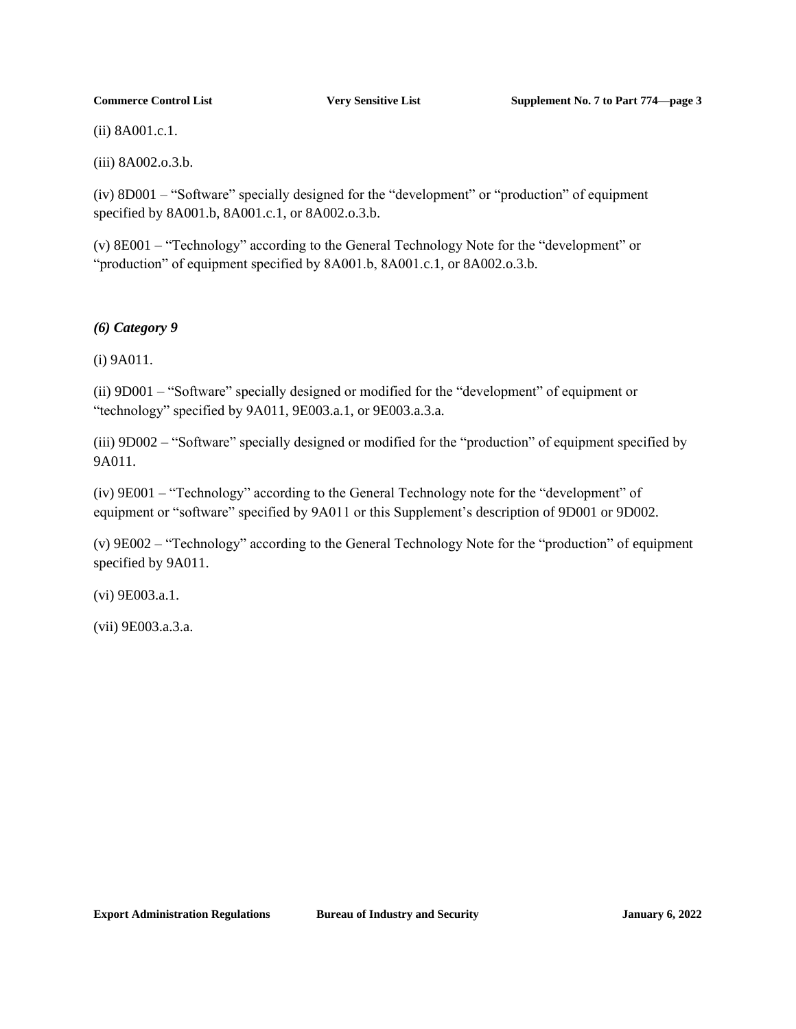(ii) 8A001.c.1.

(iii) 8A002.o.3.b.

(iv) 8D001 – "Software" specially designed for the "development" or "production" of equipment specified by 8A001.b, 8A001.c.1, or 8A002.o.3.b.

(v) 8E001 – "Technology" according to the General Technology Note for the "development" or "production" of equipment specified by 8A001.b, 8A001.c.1, or 8A002.o.3.b.

***(6) Category 9***

(i) 9A011.

(ii) 9D001 – "Software" specially designed or modified for the "development" of equipment or "technology" specified by 9A011, 9E003.a.1, or 9E003.a.3.a.

(iii) 9D002 – "Software" specially designed or modified for the "production" of equipment specified by 9A011.

(iv) 9E001 – "Technology" according to the General Technology note for the "development" of equipment or "software" specified by 9A011 or this Supplement's description of 9D001 or 9D002.

(v) 9E002 – "Technology" according to the General Technology Note for the "production" of equipment specified by 9A011.

(vi) 9E003.a.1.

(vii) 9E003.a.3.a.